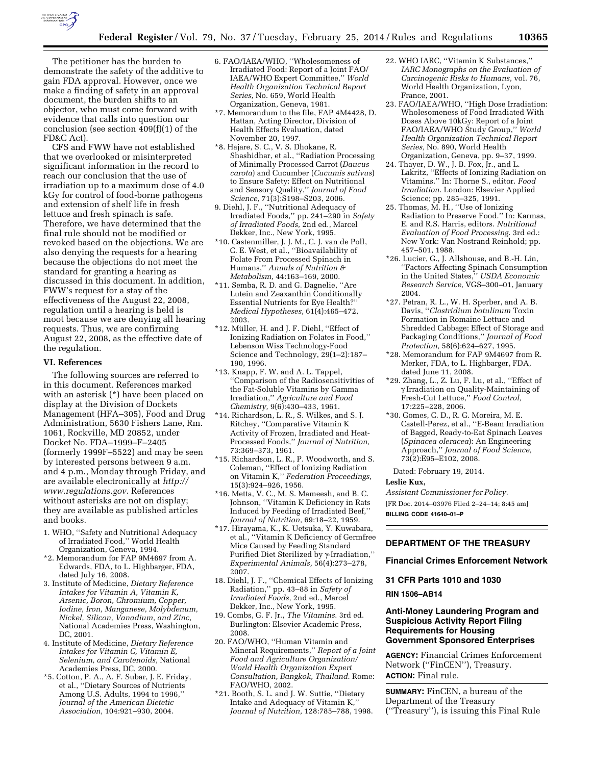The petitioner has the burden to demonstrate the safety of the additive to gain FDA approval. However, once we make a finding of safety in an approval document, the burden shifts to an objector, who must come forward with evidence that calls into question our conclusion (see section 409(f)(1) of the FD&C Act).

CFS and FWW have not established that we overlooked or misinterpreted significant information in the record to reach our conclusion that the use of irradiation up to a maximum dose of 4.0 kGy for control of food-borne pathogens and extension of shelf life in fresh lettuce and fresh spinach is safe. Therefore, we have determined that the final rule should not be modified or revoked based on the objections. We are also denying the requests for a hearing because the objections do not meet the standard for granting a hearing as discussed in this document. In addition, FWW's request for a stay of the effectiveness of the August 22, 2008, regulation until a hearing is held is moot because we are denying all hearing requests. Thus, we are confirming August 22, 2008, as the effective date of the regulation.

### VI. References

The following sources are referred to in this document. References marked with an asterisk (*) have been placed on display at the Division of Dockets Management (HFA–305), Food and Drug Administration, 5630 Fishers Lane, Rm. 1061, Rockville, MD 20852, under Docket No. FDA–1999–F–2405 (formerly 1999F–5522) and may be seen by interested persons between 9 a.m. and 4 p.m., Monday through Friday, and are available electronically at *http://www.regulations.gov*. References without asterisks are not on display; they are available as published articles and books.

1. WHO, ''Safety and Nutritional Adequacy of Irradiated Food,'' World Health Organization, Geneva, 1994.
*2. Memorandum for FAP 9M4697 from A. Edwards, FDA, to L. Highbarger, FDA, dated July 16, 2008.
3. Institute of Medicine, *Dietary Reference Intakes for Vitamin A, Vitamin K, Arsenic, Boron, Chromium, Copper, Iodine, Iron, Manganese, Molybdenum, Nickel, Silicon, Vanadium, and Zinc,* National Academies Press, Washington, DC, 2001.
4. Institute of Medicine, *Dietary Reference Intakes for Vitamin C, Vitamin E, Selenium, and Carotenoids,* National Academies Press, DC, 2000.
*5. Cotton, P. A., A. F. Subar, J. E. Friday, et al., ''Dietary Sources of Nutrients Among U.S. Adults, 1994 to 1996,'' *Journal of the American Dietetic Association,* 104:921–930, 2004.
6. FAO/IAEA/WHO, ''Wholesomeness of Irradiated Food: Report of a Joint FAO/IAEA/WHO Expert Committee,'' *World Health Organization Technical Report Series,* No. 659, World Health Organization, Geneva, 1981.
*7. Memorandum to the file, FAP 4M4428, D. Hattan, Acting Director, Division of Health Effects Evaluation, dated November 20, 1997.
*8. Hajare, S. C., V. S. Dhokane, R. Shashidhar, et al., ''Radiation Processing of Minimally Processed Carrot (*Daucus carota*) and Cucumber (*Cucumis sativus*) to Ensure Safety: Effect on Nutritional and Sensory Quality,'' *Journal of Food Science,* 71(3):S198–S203, 2006.
9. Diehl, J. F., ''Nutritional Adequacy of Irradiated Foods,'' pp. 241–290 in *Safety of Irradiated Foods,* 2nd ed., Marcel Dekker, Inc., New York, 1995.
*10. Castenmiller, J. J. M., C. J. van de Poll, C. E. West, et al., ''Bioavailability of Folate From Processed Spinach in Humans,'' *Annals of Nutrition & Metabolism,* 44:163–169, 2000.
*11. Semba, R. D. and G. Dagnelie, ''Are Lutein and Zeaxanthin Conditionally Essential Nutrients for Eye Health?'' *Medical Hypotheses,* 61(4):465–472, 2003.
*12. Müller, H. and J. F. Diehl, ''Effect of Ionizing Radiation on Folates in Food,'' Lebenson Wiss Technology-Food Science and Technology, 29(1–2):187–190, 1996.
*13. Knapp, F. W. and A. L. Tappel, ''Comparison of the Radiosensitivities of the Fat-Soluble Vitamins by Gamma Irradiation,'' *Agriculture and Food Chemistry,* 9(6):430–433, 1961.
*14. Richardson, L. R., S. Wilkes, and S. J. Ritchey, ''Comparative Vitamin K Activity of Frozen, Irradiated and Heat-Processed Foods,'' *Journal of Nutrition,* 73:369–373, 1961.
*15. Richardson, L. R., P. Woodworth, and S. Coleman, ''Effect of Ionizing Radiation on Vitamin K,'' *Federation Proceedings,* 15(3):924–926, 1956.
*16. Metta, V. C., M. S. Mameesh, and B. C. Johnson, ''Vitamin K Deficiency in Rats Induced by Feeding of Irradiated Beef,'' *Journal of Nutrition,* 69:18–22, 1959.
*17. Hirayama, K., K. Uetsuka, Y. Kuwabara, et al., ''Vitamin K Deficiency of Germfree Mice Caused by Feeding Standard Purified Diet Sterilized by γ-Irradiation,'' *Experimental Animals,* 56(4):273–278, 2007.
18. Diehl, J. F., ''Chemical Effects of Ionizing Radiation,'' pp. 43–88 in *Safety of Irradiated Foods,* 2nd ed., Marcel Dekker, Inc., New York, 1995.
19. Combs, G. F. Jr., *The Vitamins.* 3rd ed. Burlington: Elsevier Academic Press, 2008.
20. FAO/WHO, ''Human Vitamin and Mineral Requirements,'' *Report of a Joint Food and Agriculture Organization/World Health Organization Expert Consultation, Bangkok, Thailand.* Rome: FAO/WHO, 2002.
*21. Booth, S. L. and J. W. Suttie, ''Dietary Intake and Adequacy of Vitamin K,'' *Journal of Nutrition,* 128:785–788, 1998.
22. WHO IARC, ''Vitamin K Substances,'' *IARC Monographs on the Evaluation of Carcinogenic Risks to Humans,* vol. 76, World Health Organization, Lyon, France, 2001.
23. FAO/IAEA/WHO, ''High Dose Irradiation: Wholesomeness of Food Irradiated With Doses Above 10kGy: Report of a Joint FAO/IAEA/WHO Study Group,'' *World Health Organization Technical Report Series,* No. 890, World Health Organization, Geneva, pp. 9–37, 1999.
24. Thayer, D. W., J. B. Fox, Jr., and L. Lakritz, ''Effects of Ionizing Radiation on Vitamins.'' In: Thorne S., editor. *Food Irradiation.* London: Elsevier Applied Science; pp. 285–325, 1991.
25. Thomas, M. H., ''Use of Ionizing Radiation to Preserve Food.'' In: Karmas, E. and R.S. Harris, editors. *Nutritional Evaluation of Food Processing.* 3rd ed.: New York: Van Nostrand Reinhold; pp. 457–501, 1988.
*26. Lucier, G., J. Allshouse, and B.-H. Lin, ''Factors Affecting Spinach Consumption in the United States,'' *USDA Economic Research Service,* VGS–300–01, January 2004.
*27. Petran, R. L., W. H. Sperber, and A. B. Davis, ''*Clostridium botulinum* Toxin Formation in Romaine Lettuce and Shredded Cabbage: Effect of Storage and Packaging Conditions,'' *Journal of Food Protection,* 58(6):624–627, 1995.
*28. Memorandum for FAP 9M4697 from R. Merker, FDA, to L. Highbarger, FDA, dated June 11, 2008.
*29. Zhang, L., Z. Lu, F. Lu, et al., ''Effect of γ Irradiation on Quality-Maintaining of Fresh-Cut Lettuce,'' *Food Control,* 17:225–228, 2006.
*30. Gomes, C. D., R. G. Moreira, M. E. Castell-Perez, et al., ''E-Beam Irradiation of Bagged, Ready-to-Eat Spinach Leaves (*Spinacea oleracea*): An Engineering Approach,'' *Journal of Food Science,* 73(2):E95–E102, 2008.

Dated: February 19, 2014.

**Leslie Kux,**

*Assistant Commissioner for Policy.*

[FR Doc. 2014–03976 Filed 2–24–14; 8:45 am]

**BILLING CODE 41640–01–P**

---

## DEPARTMENT OF THE TREASURY

### Financial Crimes Enforcement Network

### 31 CFR Parts 1010 and 1030

**RIN 1506–AB14**

### Anti-Money Laundering Program and Suspicious Activity Report Filing Requirements for Housing Government Sponsored Enterprises

**AGENCY:** Financial Crimes Enforcement Network (''FinCEN''), Treasury.

**ACTION:** Final rule.

**SUMMARY:** FinCEN, a bureau of the Department of the Treasury (''Treasury''), is issuing this Final Rule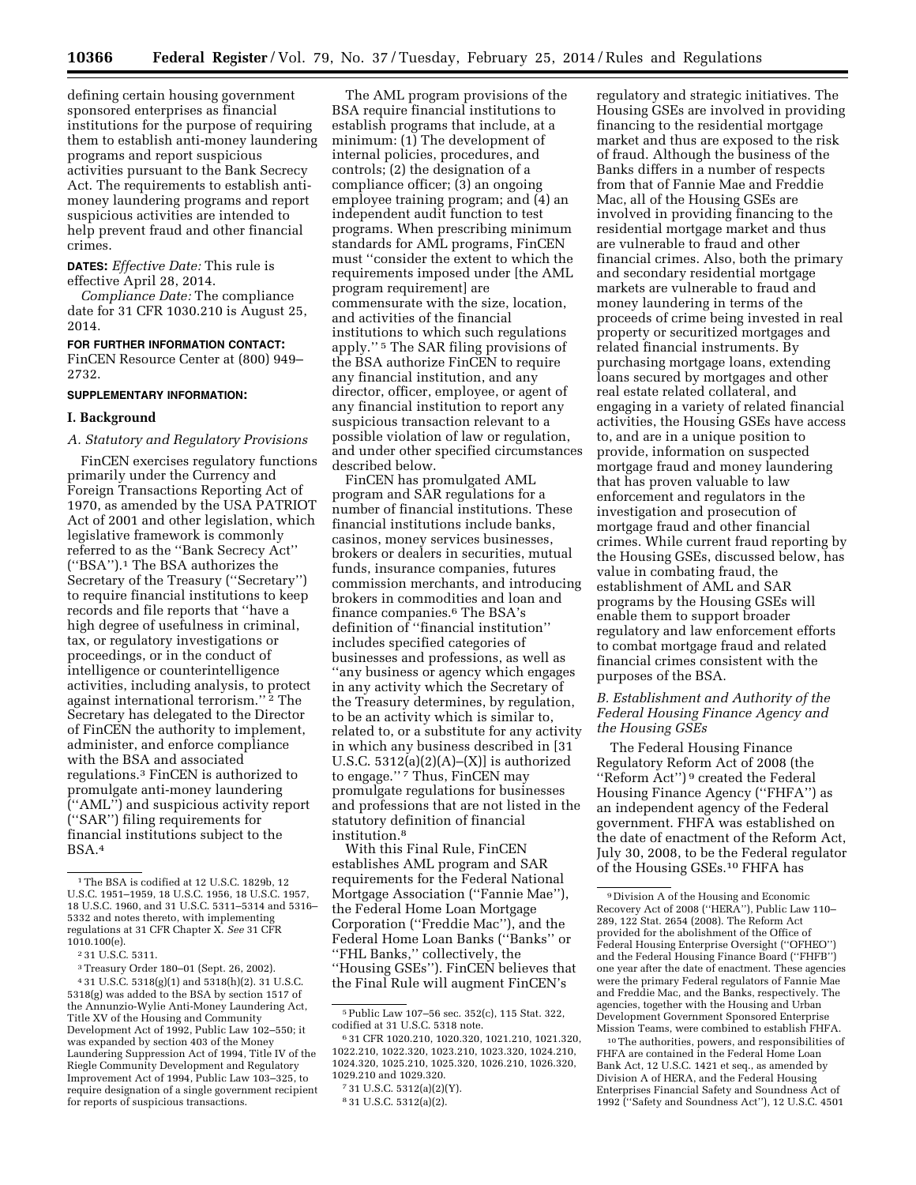defining certain housing government sponsored enterprises as financial institutions for the purpose of requiring them to establish anti-money laundering programs and report suspicious activities pursuant to the Bank Secrecy Act. The requirements to establish anti-money laundering programs and report suspicious activities are intended to help prevent fraud and other financial crimes.

**DATES:** *Effective Date:* This rule is effective April 28, 2014.

*Compliance Date:* The compliance date for 31 CFR 1030.210 is August 25, 2014.

**FOR FURTHER INFORMATION CONTACT:** FinCEN Resource Center at (800) 949–2732.

**SUPPLEMENTARY INFORMATION:**

**I. Background**

*A. Statutory and Regulatory Provisions*

FinCEN exercises regulatory functions primarily under the Currency and Foreign Transactions Reporting Act of 1970, as amended by the USA PATRIOT Act of 2001 and other legislation, which legislative framework is commonly referred to as the ''Bank Secrecy Act'' (''BSA'').[1] The BSA authorizes the Secretary of the Treasury (''Secretary'') to require financial institutions to keep records and file reports that ''have a high degree of usefulness in criminal, tax, or regulatory investigations or proceedings, or in the conduct of intelligence or counterintelligence activities, including analysis, to protect against international terrorism.''[2] The Secretary has delegated to the Director of FinCEN the authority to implement, administer, and enforce compliance with the BSA and associated regulations.[3] FinCEN is authorized to promulgate anti-money laundering (''AML'') and suspicious activity report (''SAR'') filing requirements for financial institutions subject to the BSA.[4]

The AML program provisions of the BSA require financial institutions to establish programs that include, at a minimum: (1) The development of internal policies, procedures, and controls; (2) the designation of a compliance officer; (3) an ongoing employee training program; and (4) an independent audit function to test programs. When prescribing minimum standards for AML programs, FinCEN must ''consider the extent to which the requirements imposed under [the AML program requirement] are commensurate with the size, location, and activities of the financial institutions to which such regulations apply.''[5] The SAR filing provisions of the BSA authorize FinCEN to require any financial institution, and any director, officer, employee, or agent of any financial institution to report any suspicious transaction relevant to a possible violation of law or regulation, and under other specified circumstances described below.

FinCEN has promulgated AML program and SAR regulations for a number of financial institutions. These financial institutions include banks, casinos, money services businesses, brokers or dealers in securities, mutual funds, insurance companies, futures commission merchants, and introducing brokers in commodities and loan and finance companies.[6] The BSA's definition of ''financial institution'' includes specified categories of businesses and professions, as well as ''any business or agency which engages in any activity which the Secretary of the Treasury determines, by regulation, to be an activity which is similar to, related to, or a substitute for any activity in which any business described in [31 U.S.C. 5312(a)(2)(A)–(X)] is authorized to engage.''[7] Thus, FinCEN may promulgate regulations for businesses and professions that are not listed in the statutory definition of financial institution.[8]

With this Final Rule, FinCEN establishes AML program and SAR requirements for the Federal National Mortgage Association (''Fannie Mae''), the Federal Home Loan Mortgage Corporation (''Freddie Mac''), and the Federal Home Loan Banks (''Banks'' or ''FHL Banks,'' collectively, the ''Housing GSEs''). FinCEN believes that the Final Rule will augment FinCEN's regulatory and strategic initiatives. The Housing GSEs are involved in providing financing to the residential mortgage market and thus are exposed to the risk of fraud. Although the business of the Banks differs in a number of respects from that of Fannie Mae and Freddie Mac, all of the Housing GSEs are involved in providing financing to the residential mortgage market and thus are vulnerable to fraud and other financial crimes. Also, both the primary and secondary residential mortgage markets are vulnerable to fraud and money laundering in terms of the proceeds of crime being invested in real property or securitized mortgages and related financial instruments. By purchasing mortgage loans, extending loans secured by mortgages and other real estate related collateral, and engaging in a variety of related financial activities, the Housing GSEs have access to, and are in a unique position to provide, information on suspected mortgage fraud and money laundering that has proven valuable to law enforcement and regulators in the investigation and prosecution of mortgage fraud and other financial crimes. While current fraud reporting by the Housing GSEs, discussed below, has value in combating fraud, the establishment of AML and SAR programs by the Housing GSEs will enable them to support broader regulatory and law enforcement efforts to combat mortgage fraud and related financial crimes consistent with the purposes of the BSA.

*B. Establishment and Authority of the Federal Housing Finance Agency and the Housing GSEs*

The Federal Housing Finance Regulatory Reform Act of 2008 (the ''Reform Act'')[9] created the Federal Housing Finance Agency (''FHFA'') as an independent agency of the Federal government. FHFA was established on the date of enactment of the Reform Act, July 30, 2008, to be the Federal regulator of the Housing GSEs.[10] FHFA has

---

[1] The BSA is codified at 12 U.S.C. 1829b, 12 U.S.C. 1951–1959, 18 U.S.C. 1956, 18 U.S.C. 1957, 18 U.S.C. 1960, and 31 U.S.C. 5311–5314 and 5316–5332 and notes thereto, with implementing regulations at 31 CFR Chapter X. *See* 31 CFR 1010.100(e).

[2] 31 U.S.C. 5311.

[3] Treasury Order 180–01 (Sept. 26, 2002).

[4] 31 U.S.C. 5318(g)(1) and 5318(h)(2). 31 U.S.C. 5318(g) was added to the BSA by section 1517 of the Annunzio-Wylie Anti-Money Laundering Act, Title XV of the Housing and Community Development Act of 1992, Public Law 102–550; it was expanded by section 403 of the Money Laundering Suppression Act of 1994, Title IV of the Riegle Community Development and Regulatory Improvement Act of 1994, Public Law 103–325, to require designation of a single government recipient for reports of suspicious transactions.

[5] Public Law 107–56 sec. 352(c), 115 Stat. 322, codified at 31 U.S.C. 5318 note.

[6] 31 CFR 1020.210, 1020.320, 1021.210, 1021.320, 1022.210, 1022.320, 1023.210, 1023.320, 1024.210, 1024.320, 1025.210, 1025.320, 1026.210, 1026.320, 1029.210 and 1029.320.

[7] 31 U.S.C. 5312(a)(2)(Y).

[8] 31 U.S.C. 5312(a)(2).

[9] Division A of the Housing and Economic Recovery Act of 2008 (''HERA''), Public Law 110–289, 122 Stat. 2654 (2008). The Reform Act provided for the abolishment of the Office of Federal Housing Enterprise Oversight (''OFHEO'') and the Federal Housing Finance Board (''FHFB'') one year after the date of enactment. These agencies were the primary Federal regulators of Fannie Mae and Freddie Mac, and the Banks, respectively. The agencies, together with the Housing and Urban Development Government Sponsored Enterprise Mission Teams, were combined to establish FHFA.

[10] The authorities, powers, and responsibilities of FHFA are contained in the Federal Home Loan Bank Act, 12 U.S.C. 1421 et seq., as amended by Division A of HERA, and the Federal Housing Enterprises Financial Safety and Soundness Act of 1992 (''Safety and Soundness Act''), 12 U.S.C. 4501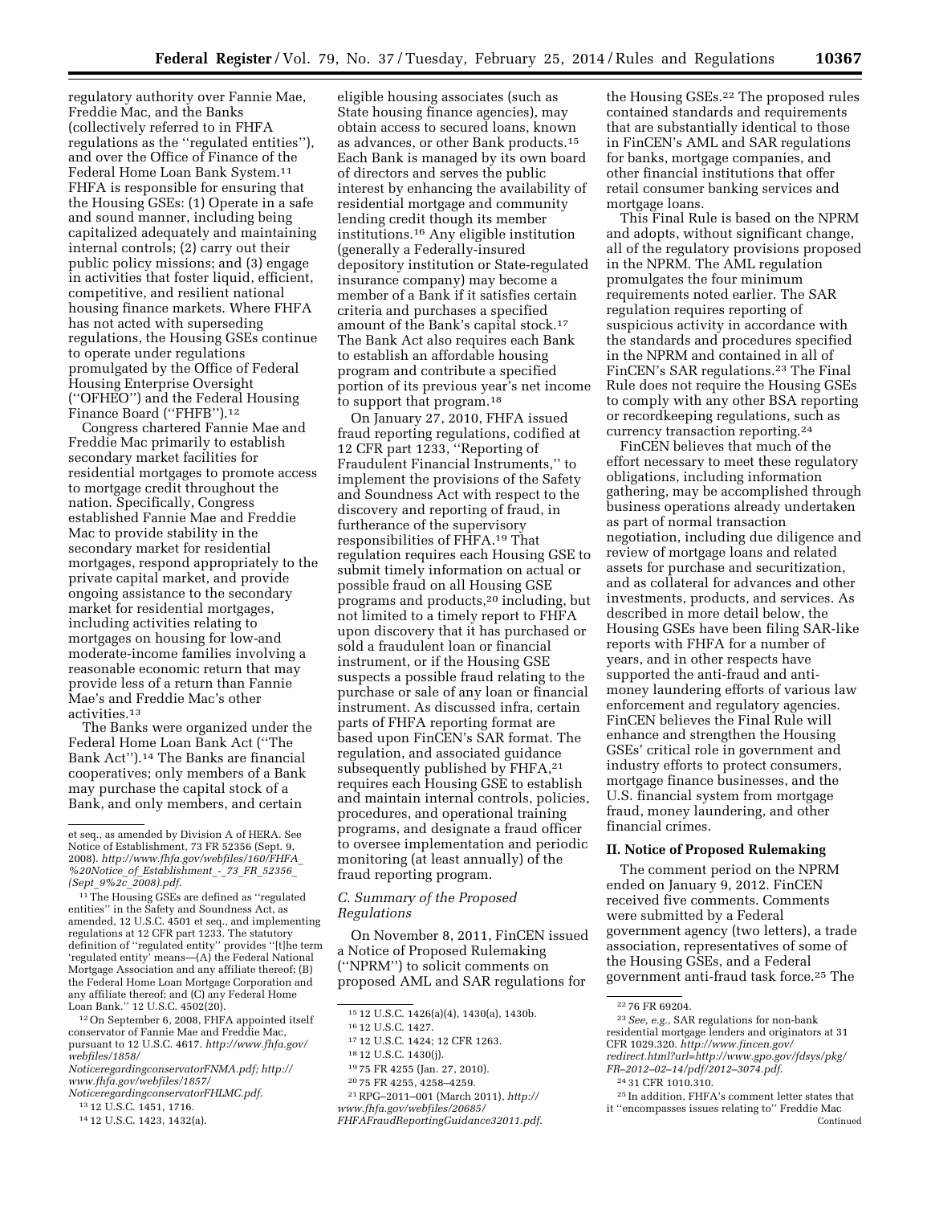regulatory authority over Fannie Mae, Freddie Mac, and the Banks (collectively referred to in FHFA regulations as the ''regulated entities''), and over the Office of Finance of the Federal Home Loan Bank System.[11] FHFA is responsible for ensuring that the Housing GSEs: (1) Operate in a safe and sound manner, including being capitalized adequately and maintaining internal controls; (2) carry out their public policy missions; and (3) engage in activities that foster liquid, efficient, competitive, and resilient national housing finance markets. Where FHFA has not acted with superseding regulations, the Housing GSEs continue to operate under regulations promulgated by the Office of Federal Housing Enterprise Oversight (''OFHEO'') and the Federal Housing Finance Board (''FHFB'').[12]

Congress chartered Fannie Mae and Freddie Mac primarily to establish secondary market facilities for residential mortgages to promote access to mortgage credit throughout the nation. Specifically, Congress established Fannie Mae and Freddie Mac to provide stability in the secondary market for residential mortgages, respond appropriately to the private capital market, and provide ongoing assistance to the secondary market for residential mortgages, including activities relating to mortgages on housing for low-and moderate-income families involving a reasonable economic return that may provide less of a return than Fannie Mae's and Freddie Mac's other activities.[13]

The Banks were organized under the Federal Home Loan Bank Act (''The Bank Act'').[14] The Banks are financial cooperatives; only members of a Bank may purchase the capital stock of a Bank, and only members, and certain eligible housing associates (such as State housing finance agencies), may obtain access to secured loans, known as advances, or other Bank products.[15] Each Bank is managed by its own board of directors and serves the public interest by enhancing the availability of residential mortgage and community lending credit though its member institutions.[16] Any eligible institution (generally a Federally-insured depository institution or State-regulated insurance company) may become a member of a Bank if it satisfies certain criteria and purchases a specified amount of the Bank's capital stock.[17] The Bank Act also requires each Bank to establish an affordable housing program and contribute a specified portion of its previous year's net income to support that program.[18]

On January 27, 2010, FHFA issued fraud reporting regulations, codified at 12 CFR part 1233, ''Reporting of Fraudulent Financial Instruments,'' to implement the provisions of the Safety and Soundness Act with respect to the discovery and reporting of fraud, in furtherance of the supervisory responsibilities of FHFA.[19] That regulation requires each Housing GSE to submit timely information on actual or possible fraud on all Housing GSE programs and products,[20] including, but not limited to a timely report to FHFA upon discovery that it has purchased or sold a fraudulent loan or financial instrument, or if the Housing GSE suspects a possible fraud relating to the purchase or sale of any loan or financial instrument. As discussed infra, certain parts of FHFA reporting format are based upon FinCEN's SAR format. The regulation, and associated guidance subsequently published by FHFA,[21] requires each Housing GSE to establish and maintain internal controls, policies, procedures, and operational training programs, and designate a fraud officer to oversee implementation and periodic monitoring (at least annually) of the fraud reporting program.

### *C. Summary of the Proposed Regulations*

On November 8, 2011, FinCEN issued a Notice of Proposed Rulemaking (''NPRM'') to solicit comments on proposed AML and SAR regulations for the Housing GSEs.[22] The proposed rules contained standards and requirements that are substantially identical to those in FinCEN's AML and SAR regulations for banks, mortgage companies, and other financial institutions that offer retail consumer banking services and mortgage loans.

This Final Rule is based on the NPRM and adopts, without significant change, all of the regulatory provisions proposed in the NPRM. The AML regulation promulgates the four minimum requirements noted earlier. The SAR regulation requires reporting of suspicious activity in accordance with the standards and procedures specified in the NPRM and contained in all of FinCEN's SAR regulations.[23] The Final Rule does not require the Housing GSEs to comply with any other BSA reporting or recordkeeping regulations, such as currency transaction reporting.[24]

FinCEN believes that much of the effort necessary to meet these regulatory obligations, including information gathering, may be accomplished through business operations already undertaken as part of normal transaction negotiation, including due diligence and review of mortgage loans and related assets for purchase and securitization, and as collateral for advances and other investments, products, and services. As described in more detail below, the Housing GSEs have been filing SAR-like reports with FHFA for a number of years, and in other respects have supported the anti-fraud and anti-money laundering efforts of various law enforcement and regulatory agencies. FinCEN believes the Final Rule will enhance and strengthen the Housing GSEs' critical role in government and industry efforts to protect consumers, mortgage finance businesses, and the U.S. financial system from mortgage fraud, money laundering, and other financial crimes.

## II. Notice of Proposed Rulemaking

The comment period on the NPRM ended on January 9, 2012. FinCEN received five comments. Comments were submitted by a Federal government agency (two letters), a trade association, representatives of some of the Housing GSEs, and a Federal government anti-fraud task force.[25] The

---

et seq., as amended by Division A of HERA. See Notice of Establishment, 73 FR 52356 (Sept. 9, 2008). *http://www.fhfa.gov/webfiles/160/FHFA_%20Notice_of_Establishment_-_73_FR_52356_(Sept_9%2c_2008).pdf*.

[11] The Housing GSEs are defined as ''regulated entities'' in the Safety and Soundness Act, as amended, 12 U.S.C. 4501 et seq., and implementing regulations at 12 CFR part 1233. The statutory definition of ''regulated entity'' provides ''[t]he term 'regulated entity' means—(A) the Federal National Mortgage Association and any affiliate thereof; (B) the Federal Home Loan Mortgage Corporation and any affiliate thereof; and (C) any Federal Home Loan Bank.'' 12 U.S.C. 4502(20).

[12] On September 6, 2008, FHFA appointed itself conservator of Fannie Mae and Freddie Mac, pursuant to 12 U.S.C. 4617. *http://www.fhfa.gov/webfiles/1858/NoticeregardingconservatorFNMA.pdf; http://www.fhfa.gov/webfiles/1857/NoticeregardingconservatorFHLMC.pdf*.

[13] 12 U.S.C. 1451, 1716.

[14] 12 U.S.C. 1423, 1432(a).

[15] 12 U.S.C. 1426(a)(4), 1430(a), 1430b.

[16] 12 U.S.C. 1427.

[17] 12 U.S.C. 1424; 12 CFR 1263.

[18] 12 U.S.C. 1430(j).

[19] 75 FR 4255 (Jan. 27, 2010).

[20] 75 FR 4255, 4258–4259.

[21] RPG–2011–001 (March 2011), *http://www.fhfa.gov/webfiles/20685/FHFAFraudReportingGuidance32011.pdf*.

[22] 76 FR 69204.

[23] *See, e.g.,* SAR regulations for non-bank residential mortgage lenders and originators at 31 CFR 1029.320. *http://www.fincen.gov/redirect.html?url=http://www.gpo.gov/fdsys/pkg/FR–2012–02–14/pdf/2012–3074.pdf*.

[24] 31 CFR 1010.310.

[25] In addition, FHFA's comment letter states that it ''encompasses issues relating to'' Freddie Mac

Continued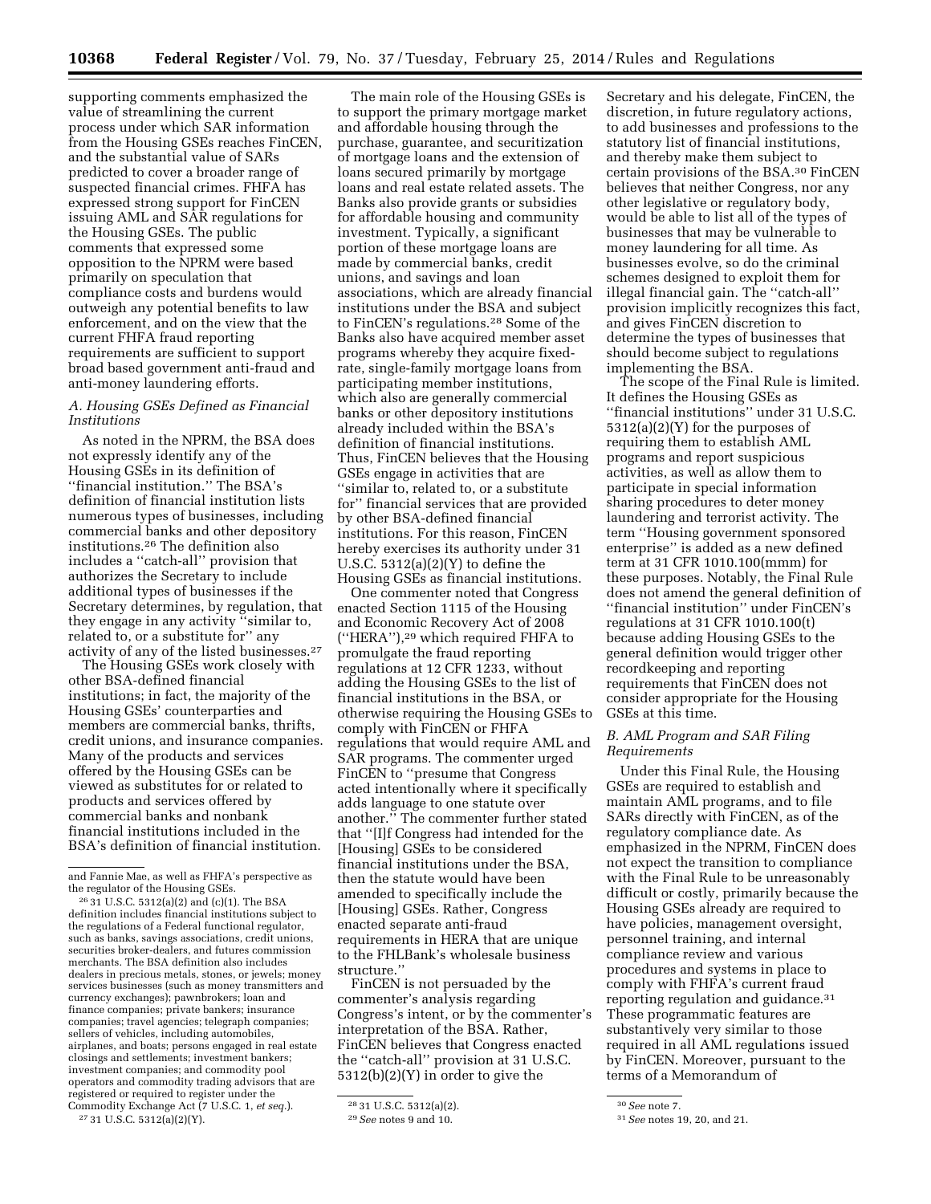supporting comments emphasized the value of streamlining the current process under which SAR information from the Housing GSEs reaches FinCEN, and the substantial value of SARs predicted to cover a broader range of suspected financial crimes. FHFA has expressed strong support for FinCEN issuing AML and SAR regulations for the Housing GSEs. The public comments that expressed some opposition to the NPRM were based primarily on speculation that compliance costs and burdens would outweigh any potential benefits to law enforcement, and on the view that the current FHFA fraud reporting requirements are sufficient to support broad based government anti-fraud and anti-money laundering efforts.

### *A. Housing GSEs Defined as Financial Institutions*

As noted in the NPRM, the BSA does not expressly identify any of the Housing GSEs in its definition of ''financial institution.'' The BSA's definition of financial institution lists numerous types of businesses, including commercial banks and other depository institutions.[26] The definition also includes a ''catch-all'' provision that authorizes the Secretary to include additional types of businesses if the Secretary determines, by regulation, that they engage in any activity ''similar to, related to, or a substitute for'' any activity of any of the listed businesses.[27]

The Housing GSEs work closely with other BSA-defined financial institutions; in fact, the majority of the Housing GSEs' counterparties and members are commercial banks, thrifts, credit unions, and insurance companies. Many of the products and services offered by the Housing GSEs can be viewed as substitutes for or related to products and services offered by commercial banks and nonbank financial institutions included in the BSA's definition of financial institution.

The main role of the Housing GSEs is to support the primary mortgage market and affordable housing through the purchase, guarantee, and securitization of mortgage loans and the extension of loans secured primarily by mortgage loans and real estate related assets. The Banks also provide grants or subsidies for affordable housing and community investment. Typically, a significant portion of these mortgage loans are made by commercial banks, credit unions, and savings and loan associations, which are already financial institutions under the BSA and subject to FinCEN's regulations.[28] Some of the Banks also have acquired member asset programs whereby they acquire fixed-rate, single-family mortgage loans from participating member institutions, which also are generally commercial banks or other depository institutions already included within the BSA's definition of financial institutions. Thus, FinCEN believes that the Housing GSEs engage in activities that are ''similar to, related to, or a substitute for'' financial services that are provided by other BSA-defined financial institutions. For this reason, FinCEN hereby exercises its authority under 31 U.S.C. 5312(a)(2)(Y) to define the Housing GSEs as financial institutions.

One commenter noted that Congress enacted Section 1115 of the Housing and Economic Recovery Act of 2008 (''HERA''),[29] which required FHFA to promulgate the fraud reporting regulations at 12 CFR 1233, without adding the Housing GSEs to the list of financial institutions in the BSA, or otherwise requiring the Housing GSEs to comply with FinCEN or FHFA regulations that would require AML and SAR programs. The commenter urged FinCEN to ''presume that Congress acted intentionally where it specifically adds language to one statute over another.'' The commenter further stated that ''[I]f Congress had intended for the [Housing] GSEs to be considered financial institutions under the BSA, then the statute would have been amended to specifically include the [Housing] GSEs. Rather, Congress enacted separate anti-fraud requirements in HERA that are unique to the FHLBank's wholesale business structure.''

FinCEN is not persuaded by the commenter's analysis regarding Congress's intent, or by the commenter's interpretation of the BSA. Rather, FinCEN believes that Congress enacted the ''catch-all'' provision at 31 U.S.C. 5312(b)(2)(Y) in order to give the Secretary and his delegate, FinCEN, the discretion, in future regulatory actions, to add businesses and professions to the statutory list of financial institutions, and thereby make them subject to certain provisions of the BSA.[30] FinCEN believes that neither Congress, nor any other legislative or regulatory body, would be able to list all of the types of businesses that may be vulnerable to money laundering for all time. As businesses evolve, so do the criminal schemes designed to exploit them for illegal financial gain. The ''catch-all'' provision implicitly recognizes this fact, and gives FinCEN discretion to determine the types of businesses that should become subject to regulations implementing the BSA.

The scope of the Final Rule is limited. It defines the Housing GSEs as ''financial institutions'' under 31 U.S.C. 5312(a)(2)(Y) for the purposes of requiring them to establish AML programs and report suspicious activities, as well as allow them to participate in special information sharing procedures to deter money laundering and terrorist activity. The term ''Housing government sponsored enterprise'' is added as a new defined term at 31 CFR 1010.100(mmm) for these purposes. Notably, the Final Rule does not amend the general definition of ''financial institution'' under FinCEN's regulations at 31 CFR 1010.100(t) because adding Housing GSEs to the general definition would trigger other recordkeeping and reporting requirements that FinCEN does not consider appropriate for the Housing GSEs at this time.

### *B. AML Program and SAR Filing Requirements*

Under this Final Rule, the Housing GSEs are required to establish and maintain AML programs, and to file SARs directly with FinCEN, as of the regulatory compliance date. As emphasized in the NPRM, FinCEN does not expect the transition to compliance with the Final Rule to be unreasonably difficult or costly, primarily because the Housing GSEs already are required to have policies, management oversight, personnel training, and internal compliance review and various procedures and systems in place to comply with FHFA's current fraud reporting regulation and guidance.[31] These programmatic features are substantively very similar to those required in all AML regulations issued by FinCEN. Moreover, pursuant to the terms of a Memorandum of

---

and Fannie Mae, as well as FHFA's perspective as the regulator of the Housing GSEs.

[26] 31 U.S.C. 5312(a)(2) and (c)(1). The BSA definition includes financial institutions subject to the regulations of a Federal functional regulator, such as banks, savings associations, credit unions, securities broker-dealers, and futures commission merchants. The BSA definition also includes dealers in precious metals, stones, or jewels; money services businesses (such as money transmitters and currency exchanges); pawnbrokers; loan and finance companies; private bankers; insurance companies; travel agencies; telegraph companies; sellers of vehicles, including automobiles, airplanes, and boats; persons engaged in real estate closings and settlements; investment bankers; investment companies; and commodity pool operators and commodity trading advisors that are registered or required to register under the Commodity Exchange Act (7 U.S.C. 1, *et seq.*).

[27] 31 U.S.C. 5312(a)(2)(Y).

[28] 31 U.S.C. 5312(a)(2).

[29] *See* notes 9 and 10.

[30] *See* note 7.

[31] *See* notes 19, 20, and 21.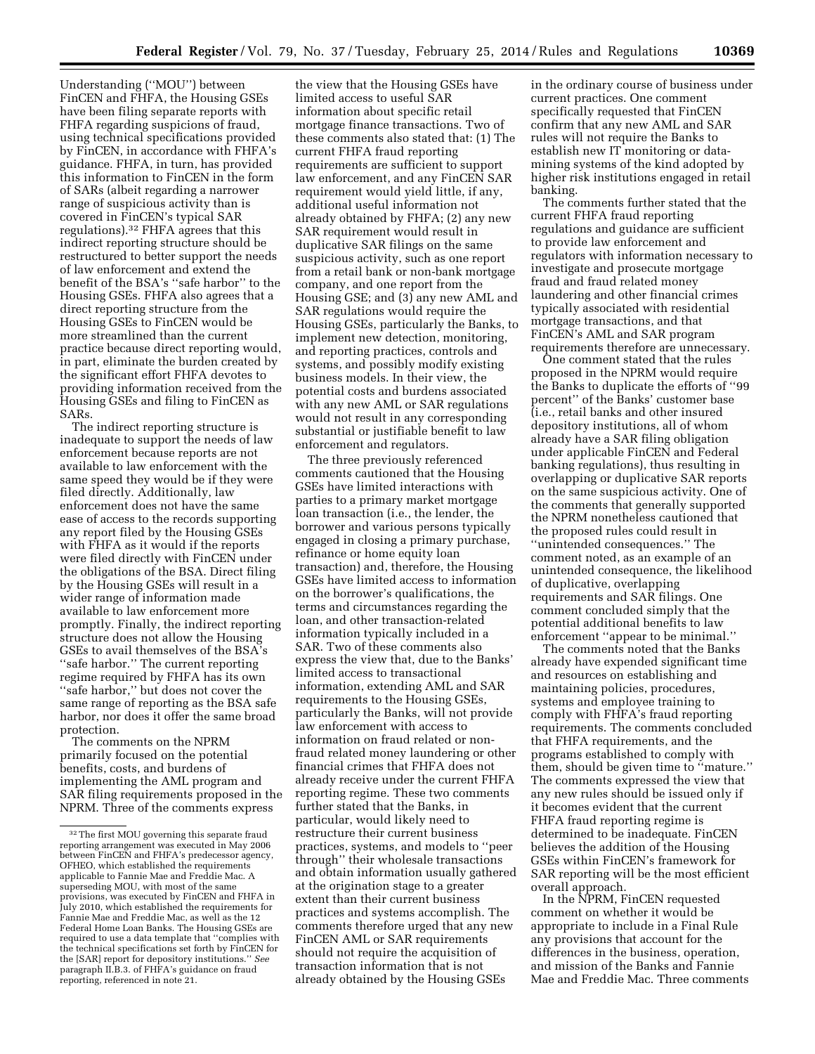Understanding (''MOU'') between FinCEN and FHFA, the Housing GSEs have been filing separate reports with FHFA regarding suspicions of fraud, using technical specifications provided by FinCEN, in accordance with FHFA's guidance. FHFA, in turn, has provided this information to FinCEN in the form of SARs (albeit regarding a narrower range of suspicious activity than is covered in FinCEN's typical SAR regulations).[32] FHFA agrees that this indirect reporting structure should be restructured to better support the needs of law enforcement and extend the benefit of the BSA's ''safe harbor'' to the Housing GSEs. FHFA also agrees that a direct reporting structure from the Housing GSEs to FinCEN would be more streamlined than the current practice because direct reporting would, in part, eliminate the burden created by the significant effort FHFA devotes to providing information received from the Housing GSEs and filing to FinCEN as SARs.

The indirect reporting structure is inadequate to support the needs of law enforcement because reports are not available to law enforcement with the same speed they would be if they were filed directly. Additionally, law enforcement does not have the same ease of access to the records supporting any report filed by the Housing GSEs with FHFA as it would if the reports were filed directly with FinCEN under the obligations of the BSA. Direct filing by the Housing GSEs will result in a wider range of information made available to law enforcement more promptly. Finally, the indirect reporting structure does not allow the Housing GSEs to avail themselves of the BSA's ''safe harbor.'' The current reporting regime required by FHFA has its own ''safe harbor,'' but does not cover the same range of reporting as the BSA safe harbor, nor does it offer the same broad protection.

The comments on the NPRM primarily focused on the potential benefits, costs, and burdens of implementing the AML program and SAR filing requirements proposed in the NPRM. Three of the comments express the view that the Housing GSEs have limited access to useful SAR information about specific retail mortgage finance transactions. Two of these comments also stated that: (1) The current FHFA fraud reporting requirements are sufficient to support law enforcement, and any FinCEN SAR requirement would yield little, if any, additional useful information not already obtained by FHFA; (2) any new SAR requirement would result in duplicative SAR filings on the same suspicious activity, such as one report from a retail bank or non-bank mortgage company, and one report from the Housing GSE; and (3) any new AML and SAR regulations would require the Housing GSEs, particularly the Banks, to implement new detection, monitoring, and reporting practices, controls and systems, and possibly modify existing business models. In their view, the potential costs and burdens associated with any new AML or SAR regulations would not result in any corresponding substantial or justifiable benefit to law enforcement and regulators.

The three previously referenced comments cautioned that the Housing GSEs have limited interactions with parties to a primary market mortgage loan transaction (i.e., the lender, the borrower and various persons typically engaged in closing a primary purchase, refinance or home equity loan transaction) and, therefore, the Housing GSEs have limited access to information on the borrower's qualifications, the terms and circumstances regarding the loan, and other transaction-related information typically included in a SAR. Two of these comments also express the view that, due to the Banks' limited access to transactional information, extending AML and SAR requirements to the Housing GSEs, particularly the Banks, will not provide law enforcement with access to information on fraud related or non-fraud related money laundering or other financial crimes that FHFA does not already receive under the current FHFA reporting regime. These two comments further stated that the Banks, in particular, would likely need to restructure their current business practices, systems, and models to ''peer through'' their wholesale transactions and obtain information usually gathered at the origination stage to a greater extent than their current business practices and systems accomplish. The comments therefore urged that any new FinCEN AML or SAR requirements should not require the acquisition of transaction information that is not already obtained by the Housing GSEs in the ordinary course of business under current practices. One comment specifically requested that FinCEN confirm that any new AML and SAR rules will not require the Banks to establish new IT monitoring or data-mining systems of the kind adopted by higher risk institutions engaged in retail banking.

The comments further stated that the current FHFA fraud reporting regulations and guidance are sufficient to provide law enforcement and regulators with information necessary to investigate and prosecute mortgage fraud and fraud related money laundering and other financial crimes typically associated with residential mortgage transactions, and that FinCEN's AML and SAR program requirements therefore are unnecessary.

One comment stated that the rules proposed in the NPRM would require the Banks to duplicate the efforts of ''99 percent'' of the Banks' customer base (i.e., retail banks and other insured depository institutions, all of whom already have a SAR filing obligation under applicable FinCEN and Federal banking regulations), thus resulting in overlapping or duplicative SAR reports on the same suspicious activity. One of the comments that generally supported the NPRM nonetheless cautioned that the proposed rules could result in ''unintended consequences.'' The comment noted, as an example of an unintended consequence, the likelihood of duplicative, overlapping requirements and SAR filings. One comment concluded simply that the potential additional benefits to law enforcement ''appear to be minimal.''

The comments noted that the Banks already have expended significant time and resources on establishing and maintaining policies, procedures, systems and employee training to comply with FHFA's fraud reporting requirements. The comments concluded that FHFA requirements, and the programs established to comply with them, should be given time to ''mature.'' The comments expressed the view that any new rules should be issued only if it becomes evident that the current FHFA fraud reporting regime is determined to be inadequate. FinCEN believes the addition of the Housing GSEs within FinCEN's framework for SAR reporting will be the most efficient overall approach.

In the NPRM, FinCEN requested comment on whether it would be appropriate to include in a Final Rule any provisions that account for the differences in the business, operation, and mission of the Banks and Fannie Mae and Freddie Mac. Three comments

[32] The first MOU governing this separate fraud reporting arrangement was executed in May 2006 between FinCEN and FHFA's predecessor agency, OFHEO, which established the requirements applicable to Fannie Mae and Freddie Mac. A superseding MOU, with most of the same provisions, was executed by FinCEN and FHFA in July 2010, which established the requirements for Fannie Mae and Freddie Mac, as well as the 12 Federal Home Loan Banks. The Housing GSEs are required to use a data template that ''complies with the technical specifications set forth by FinCEN for the [SAR] report for depository institutions.'' *See* paragraph II.B.3. of FHFA's guidance on fraud reporting, referenced in note 21.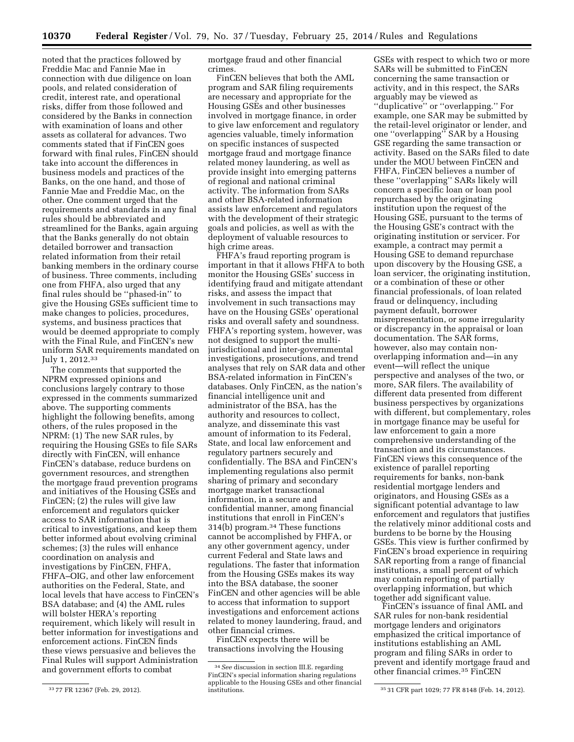noted that the practices followed by Freddie Mac and Fannie Mae in connection with due diligence on loan pools, and related consideration of credit, interest rate, and operational risks, differ from those followed and considered by the Banks in connection with examination of loans and other assets as collateral for advances. Two comments stated that if FinCEN goes forward with final rules, FinCEN should take into account the differences in business models and practices of the Banks, on the one hand, and those of Fannie Mae and Freddie Mac, on the other. One comment urged that the requirements and standards in any final rules should be abbreviated and streamlined for the Banks, again arguing that the Banks generally do not obtain detailed borrower and transaction related information from their retail banking members in the ordinary course of business. Three comments, including one from FHFA, also urged that any final rules should be ''phased-in'' to give the Housing GSEs sufficient time to make changes to policies, procedures, systems, and business practices that would be deemed appropriate to comply with the Final Rule, and FinCEN's new uniform SAR requirements mandated on July 1, 2012.[33]

The comments that supported the NPRM expressed opinions and conclusions largely contrary to those expressed in the comments summarized above. The supporting comments highlight the following benefits, among others, of the rules proposed in the NPRM: (1) The new SAR rules, by requiring the Housing GSEs to file SARs directly with FinCEN, will enhance FinCEN's database, reduce burdens on government resources, and strengthen the mortgage fraud prevention programs and initiatives of the Housing GSEs and FinCEN; (2) the rules will give law enforcement and regulators quicker access to SAR information that is critical to investigations, and keep them better informed about evolving criminal schemes; (3) the rules will enhance coordination on analysis and investigations by FinCEN, FHFA, FHFA–OIG, and other law enforcement authorities on the Federal, State, and local levels that have access to FinCEN's BSA database; and (4) the AML rules will bolster HERA's reporting requirement, which likely will result in better information for investigations and enforcement actions. FinCEN finds these views persuasive and believes the Final Rules will support Administration and government efforts to combat mortgage fraud and other financial crimes.

FinCEN believes that both the AML program and SAR filing requirements are necessary and appropriate for the Housing GSEs and other businesses involved in mortgage finance, in order to give law enforcement and regulatory agencies valuable, timely information on specific instances of suspected mortgage fraud and mortgage finance related money laundering, as well as provide insight into emerging patterns of regional and national criminal activity. The information from SARs and other BSA-related information assists law enforcement and regulators with the development of their strategic goals and policies, as well as with the deployment of valuable resources to high crime areas.

FHFA's fraud reporting program is important in that it allows FHFA to both monitor the Housing GSEs' success in identifying fraud and mitigate attendant risks, and assess the impact that involvement in such transactions may have on the Housing GSEs' operational risks and overall safety and soundness. FHFA's reporting system, however, was not designed to support the multi-jurisdictional and inter-governmental investigations, prosecutions, and trend analyses that rely on SAR data and other BSA-related information in FinCEN's databases. Only FinCEN, as the nation's financial intelligence unit and administrator of the BSA, has the authority and resources to collect, analyze, and disseminate this vast amount of information to its Federal, State, and local law enforcement and regulatory partners securely and confidentially. The BSA and FinCEN's implementing regulations also permit sharing of primary and secondary mortgage market transactional information, in a secure and confidential manner, among financial institutions that enroll in FinCEN's 314(b) program.[34] These functions cannot be accomplished by FHFA, or any other government agency, under current Federal and State laws and regulations. The faster that information from the Housing GSEs makes its way into the BSA database, the sooner FinCEN and other agencies will be able to access that information to support investigations and enforcement actions related to money laundering, fraud, and other financial crimes.

FinCEN expects there will be transactions involving the Housing GSEs with respect to which two or more SARs will be submitted to FinCEN concerning the same transaction or activity, and in this respect, the SARs arguably may be viewed as ''duplicative'' or ''overlapping.'' For example, one SAR may be submitted by the retail-level originator or lender, and one ''overlapping'' SAR by a Housing GSE regarding the same transaction or activity. Based on the SARs filed to date under the MOU between FinCEN and FHFA, FinCEN believes a number of these ''overlapping'' SARs likely will concern a specific loan or loan pool repurchased by the originating institution upon the request of the Housing GSE, pursuant to the terms of the Housing GSE's contract with the originating institution or servicer. For example, a contract may permit a Housing GSE to demand repurchase upon discovery by the Housing GSE, a loan servicer, the originating institution, or a combination of these or other financial professionals, of loan related fraud or delinquency, including payment default, borrower misrepresentation, or some irregularity or discrepancy in the appraisal or loan documentation. The SAR forms, however, also may contain non-overlapping information and—in any event—will reflect the unique perspective and analyses of the two, or more, SAR filers. The availability of different data presented from different business perspectives by organizations with different, but complementary, roles in mortgage finance may be useful for law enforcement to gain a more comprehensive understanding of the transaction and its circumstances. FinCEN views this consequence of the existence of parallel reporting requirements for banks, non-bank residential mortgage lenders and originators, and Housing GSEs as a significant potential advantage to law enforcement and regulators that justifies the relatively minor additional costs and burdens to be borne by the Housing GSEs. This view is further confirmed by FinCEN's broad experience in requiring SAR reporting from a range of financial institutions, a small percent of which may contain reporting of partially overlapping information, but which together add significant value.

FinCEN's issuance of final AML and SAR rules for non-bank residential mortgage lenders and originators emphasized the critical importance of institutions establishing an AML program and filing SARs in order to prevent and identify mortgage fraud and other financial crimes.[35] FinCEN

---

[33] 77 FR 12367 (Feb. 29, 2012).

[34] *See* discussion in section III.E. regarding FinCEN's special information sharing regulations applicable to the Housing GSEs and other financial institutions.

[35] 31 CFR part 1029; 77 FR 8148 (Feb. 14, 2012).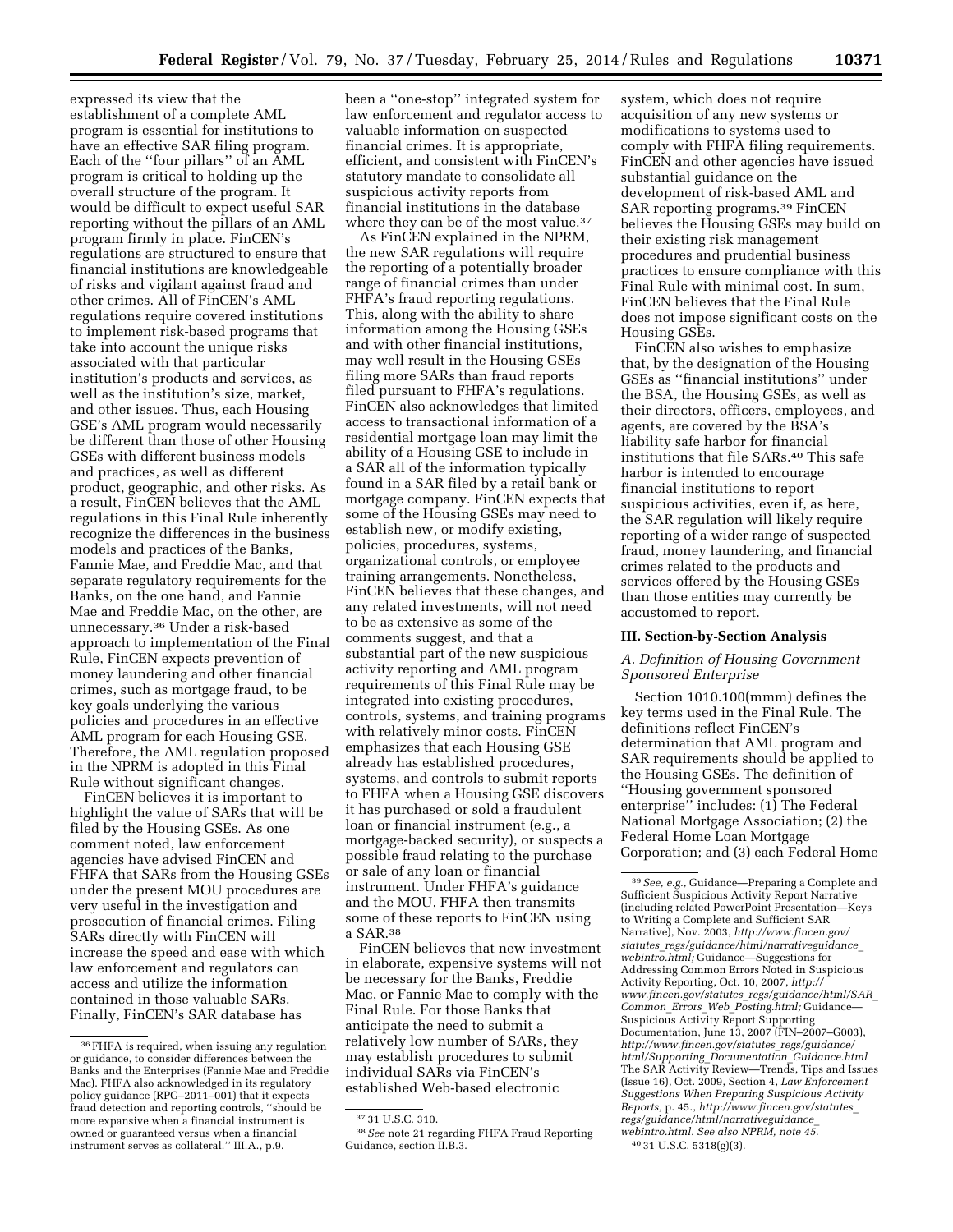expressed its view that the establishment of a complete AML program is essential for institutions to have an effective SAR filing program. Each of the ''four pillars'' of an AML program is critical to holding up the overall structure of the program. It would be difficult to expect useful SAR reporting without the pillars of an AML program firmly in place. FinCEN's regulations are structured to ensure that financial institutions are knowledgeable of risks and vigilant against fraud and other crimes. All of FinCEN's AML regulations require covered institutions to implement risk-based programs that take into account the unique risks associated with that particular institution's products and services, as well as the institution's size, market, and other issues. Thus, each Housing GSE's AML program would necessarily be different than those of other Housing GSEs with different business models and practices, as well as different product, geographic, and other risks. As a result, FinCEN believes that the AML regulations in this Final Rule inherently recognize the differences in the business models and practices of the Banks, Fannie Mae, and Freddie Mac, and that separate regulatory requirements for the Banks, on the one hand, and Fannie Mae and Freddie Mac, on the other, are unnecessary.[36] Under a risk-based approach to implementation of the Final Rule, FinCEN expects prevention of money laundering and other financial crimes, such as mortgage fraud, to be key goals underlying the various policies and procedures in an effective AML program for each Housing GSE. Therefore, the AML regulation proposed in the NPRM is adopted in this Final Rule without significant changes.

FinCEN believes it is important to highlight the value of SARs that will be filed by the Housing GSEs. As one comment noted, law enforcement agencies have advised FinCEN and FHFA that SARs from the Housing GSEs under the present MOU procedures are very useful in the investigation and prosecution of financial crimes. Filing SARs directly with FinCEN will increase the speed and ease with which law enforcement and regulators can access and utilize the information contained in those valuable SARs. Finally, FinCEN's SAR database has been a ''one-stop'' integrated system for law enforcement and regulator access to valuable information on suspected financial crimes. It is appropriate, efficient, and consistent with FinCEN's statutory mandate to consolidate all suspicious activity reports from financial institutions in the database where they can be of the most value.[37]

As FinCEN explained in the NPRM, the new SAR regulations will require the reporting of a potentially broader range of financial crimes than under FHFA's fraud reporting regulations. This, along with the ability to share information among the Housing GSEs and with other financial institutions, may well result in the Housing GSEs filing more SARs than fraud reports filed pursuant to FHFA's regulations. FinCEN also acknowledges that limited access to transactional information of a residential mortgage loan may limit the ability of a Housing GSE to include in a SAR all of the information typically found in a SAR filed by a retail bank or mortgage company. FinCEN expects that some of the Housing GSEs may need to establish new, or modify existing, policies, procedures, systems, organizational controls, or employee training arrangements. Nonetheless, FinCEN believes that these changes, and any related investments, will not need to be as extensive as some of the comments suggest, and that a substantial part of the new suspicious activity reporting and AML program requirements of this Final Rule may be integrated into existing procedures, controls, systems, and training programs with relatively minor costs. FinCEN emphasizes that each Housing GSE already has established procedures, systems, and controls to submit reports to FHFA when a Housing GSE discovers it has purchased or sold a fraudulent loan or financial instrument (e.g., a mortgage-backed security), or suspects a possible fraud relating to the purchase or sale of any loan or financial instrument. Under FHFA's guidance and the MOU, FHFA then transmits some of these reports to FinCEN using a SAR.[38]

FinCEN believes that new investment in elaborate, expensive systems will not be necessary for the Banks, Freddie Mac, or Fannie Mae to comply with the Final Rule. For those Banks that anticipate the need to submit a relatively low number of SARs, they may establish procedures to submit individual SARs via FinCEN's established Web-based electronic system, which does not require acquisition of any new systems or modifications to systems used to comply with FHFA filing requirements. FinCEN and other agencies have issued substantial guidance on the development of risk-based AML and SAR reporting programs.[39] FinCEN believes the Housing GSEs may build on their existing risk management procedures and prudential business practices to ensure compliance with this Final Rule with minimal cost. In sum, FinCEN believes that the Final Rule does not impose significant costs on the Housing GSEs.

FinCEN also wishes to emphasize that, by the designation of the Housing GSEs as ''financial institutions'' under the BSA, the Housing GSEs, as well as their directors, officers, employees, and agents, are covered by the BSA's liability safe harbor for financial institutions that file SARs.[40] This safe harbor is intended to encourage financial institutions to report suspicious activities, even if, as here, the SAR regulation will likely require reporting of a wider range of suspected fraud, money laundering, and financial crimes related to the products and services offered by the Housing GSEs than those entities may currently be accustomed to report.

## III. Section-by-Section Analysis

### *A. Definition of Housing Government Sponsored Enterprise*

Section 1010.100(mmm) defines the key terms used in the Final Rule. The definitions reflect FinCEN's determination that AML program and SAR requirements should be applied to the Housing GSEs. The definition of ''Housing government sponsored enterprise'' includes: (1) The Federal National Mortgage Association; (2) the Federal Home Loan Mortgage Corporation; and (3) each Federal Home

---

[36] FHFA is required, when issuing any regulation or guidance, to consider differences between the Banks and the Enterprises (Fannie Mae and Freddie Mac). FHFA also acknowledged in its regulatory policy guidance (RPG–2011–001) that it expects fraud detection and reporting controls, ''should be more expansive when a financial instrument is owned or guaranteed versus when a financial instrument serves as collateral.'' III.A., p.9.

[37] 31 U.S.C. 310.

[38] *See* note 21 regarding FHFA Fraud Reporting Guidance, section II.B.3.

[39] *See, e.g.,* Guidance—Preparing a Complete and Sufficient Suspicious Activity Report Narrative (including related PowerPoint Presentation—Keys to Writing a Complete and Sufficient SAR Narrative), Nov. 2003, *http://www.fincen.gov/statutes_regs/guidance/html/narrativeguidance_webintro.html;* Guidance—Suggestions for Addressing Common Errors Noted in Suspicious Activity Reporting, Oct. 10, 2007, *http://www.fincen.gov/statutes_regs/guidance/html/SAR_Common_Errors_Web_Posting.html;* Guidance—Suspicious Activity Report Supporting Documentation, June 13, 2007 (FIN–2007–G003), *http://www.fincen.gov/statutes_regs/guidance/html/Supporting_Documentation_Guidance.html* The SAR Activity Review—Trends, Tips and Issues (Issue 16), Oct. 2009, Section 4, *Law Enforcement Suggestions When Preparing Suspicious Activity Reports,* p. 45., *http://www.fincen.gov/statutes_regs/guidance/html/narrativeguidance_webintro.html. See also NPRM, note 45.*

[40] 31 U.S.C. 5318(g)(3).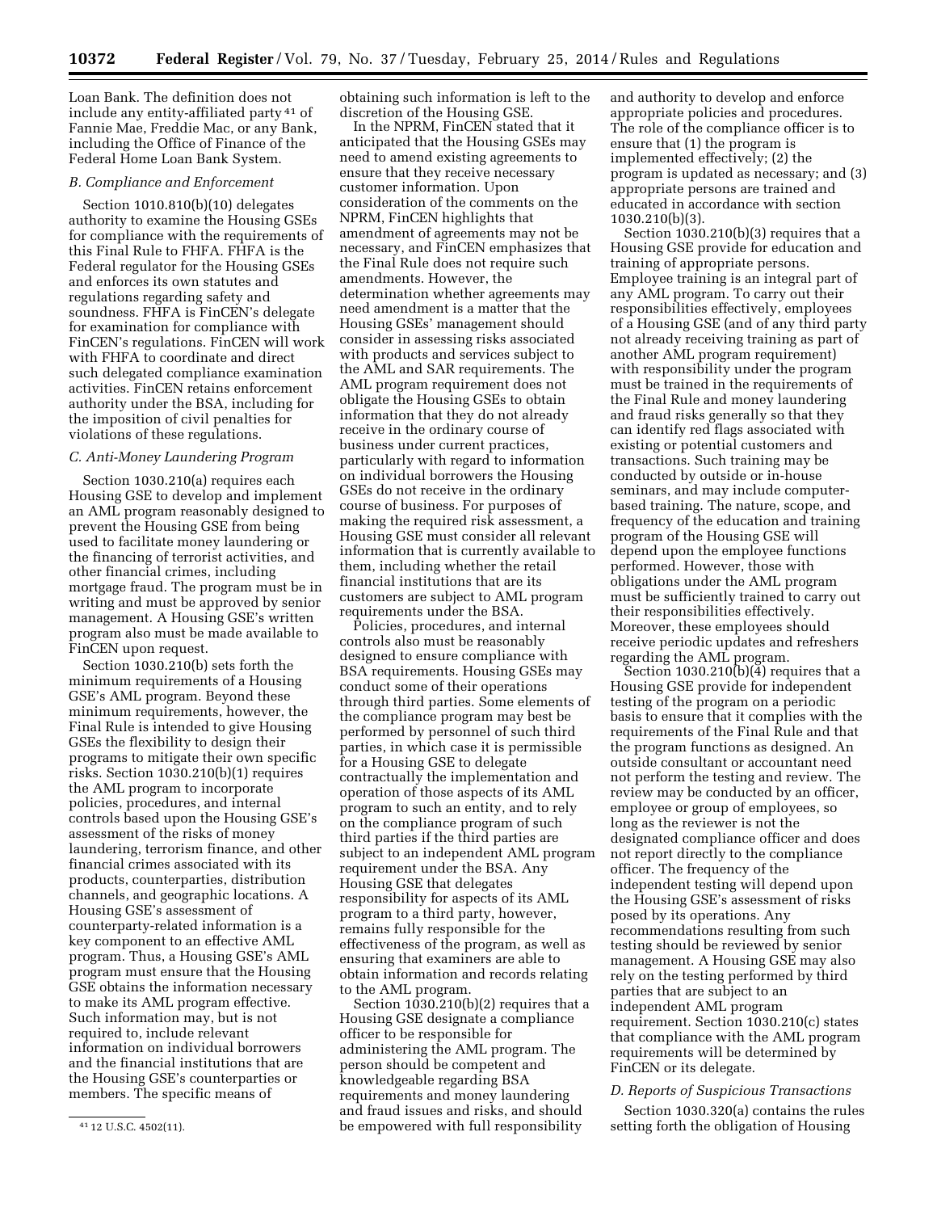Loan Bank. The definition does not include any entity-affiliated party[41] of Fannie Mae, Freddie Mac, or any Bank, including the Office of Finance of the Federal Home Loan Bank System.

### B. Compliance and Enforcement

Section 1010.810(b)(10) delegates authority to examine the Housing GSEs for compliance with the requirements of this Final Rule to FHFA. FHFA is the Federal regulator for the Housing GSEs and enforces its own statutes and regulations regarding safety and soundness. FHFA is FinCEN's delegate for examination for compliance with FinCEN's regulations. FinCEN will work with FHFA to coordinate and direct such delegated compliance examination activities. FinCEN retains enforcement authority under the BSA, including for the imposition of civil penalties for violations of these regulations.

### C. Anti-Money Laundering Program

Section 1030.210(a) requires each Housing GSE to develop and implement an AML program reasonably designed to prevent the Housing GSE from being used to facilitate money laundering or the financing of terrorist activities, and other financial crimes, including mortgage fraud. The program must be in writing and must be approved by senior management. A Housing GSE's written program also must be made available to FinCEN upon request.

Section 1030.210(b) sets forth the minimum requirements of a Housing GSE's AML program. Beyond these minimum requirements, however, the Final Rule is intended to give Housing GSEs the flexibility to design their programs to mitigate their own specific risks. Section 1030.210(b)(1) requires the AML program to incorporate policies, procedures, and internal controls based upon the Housing GSE's assessment of the risks of money laundering, terrorism finance, and other financial crimes associated with its products, counterparties, distribution channels, and geographic locations. A Housing GSE's assessment of counterparty-related information is a key component to an effective AML program. Thus, a Housing GSE's AML program must ensure that the Housing GSE obtains the information necessary to make its AML program effective. Such information may, but is not required to, include relevant information on individual borrowers and the financial institutions that are the Housing GSE's counterparties or members. The specific means of obtaining such information is left to the discretion of the Housing GSE.

In the NPRM, FinCEN stated that it anticipated that the Housing GSEs may need to amend existing agreements to ensure that they receive necessary customer information. Upon consideration of the comments on the NPRM, FinCEN highlights that amendment of agreements may not be necessary, and FinCEN emphasizes that the Final Rule does not require such amendments. However, the determination whether agreements may need amendment is a matter that the Housing GSEs' management should consider in assessing risks associated with products and services subject to the AML and SAR requirements. The AML program requirement does not obligate the Housing GSEs to obtain information that they do not already receive in the ordinary course of business under current practices, particularly with regard to information on individual borrowers the Housing GSEs do not receive in the ordinary course of business. For purposes of making the required risk assessment, a Housing GSE must consider all relevant information that is currently available to them, including whether the retail financial institutions that are its customers are subject to AML program requirements under the BSA.

Policies, procedures, and internal controls also must be reasonably designed to ensure compliance with BSA requirements. Housing GSEs may conduct some of their operations through third parties. Some elements of the compliance program may best be performed by personnel of such third parties, in which case it is permissible for a Housing GSE to delegate contractually the implementation and operation of those aspects of its AML program to such an entity, and to rely on the compliance program of such third parties if the third parties are subject to an independent AML program requirement under the BSA. Any Housing GSE that delegates responsibility for aspects of its AML program to a third party, however, remains fully responsible for the effectiveness of the program, as well as ensuring that examiners are able to obtain information and records relating to the AML program.

Section 1030.210(b)(2) requires that a Housing GSE designate a compliance officer to be responsible for administering the AML program. The person should be competent and knowledgeable regarding BSA requirements and money laundering and fraud issues and risks, and should be empowered with full responsibility and authority to develop and enforce appropriate policies and procedures. The role of the compliance officer is to ensure that (1) the program is implemented effectively; (2) the program is updated as necessary; and (3) appropriate persons are trained and educated in accordance with section 1030.210(b)(3).

Section 1030.210(b)(3) requires that a Housing GSE provide for education and training of appropriate persons. Employee training is an integral part of any AML program. To carry out their responsibilities effectively, employees of a Housing GSE (and of any third party not already receiving training as part of another AML program requirement) with responsibility under the program must be trained in the requirements of the Final Rule and money laundering and fraud risks generally so that they can identify red flags associated with existing or potential customers and transactions. Such training may be conducted by outside or in-house seminars, and may include computer-based training. The nature, scope, and frequency of the education and training program of the Housing GSE will depend upon the employee functions performed. However, those with obligations under the AML program must be sufficiently trained to carry out their responsibilities effectively. Moreover, these employees should receive periodic updates and refreshers regarding the AML program.

Section 1030.210(b)(4) requires that a Housing GSE provide for independent testing of the program on a periodic basis to ensure that it complies with the requirements of the Final Rule and that the program functions as designed. An outside consultant or accountant need not perform the testing and review. The review may be conducted by an officer, employee or group of employees, so long as the reviewer is not the designated compliance officer and does not report directly to the compliance officer. The frequency of the independent testing will depend upon the Housing GSE's assessment of risks posed by its operations. Any recommendations resulting from such testing should be reviewed by senior management. A Housing GSE may also rely on the testing performed by third parties that are subject to an independent AML program requirement. Section 1030.210(c) states that compliance with the AML program requirements will be determined by FinCEN or its delegate.

### D. Reports of Suspicious Transactions

Section 1030.320(a) contains the rules setting forth the obligation of Housing

---

[41] 12 U.S.C. 4502(11).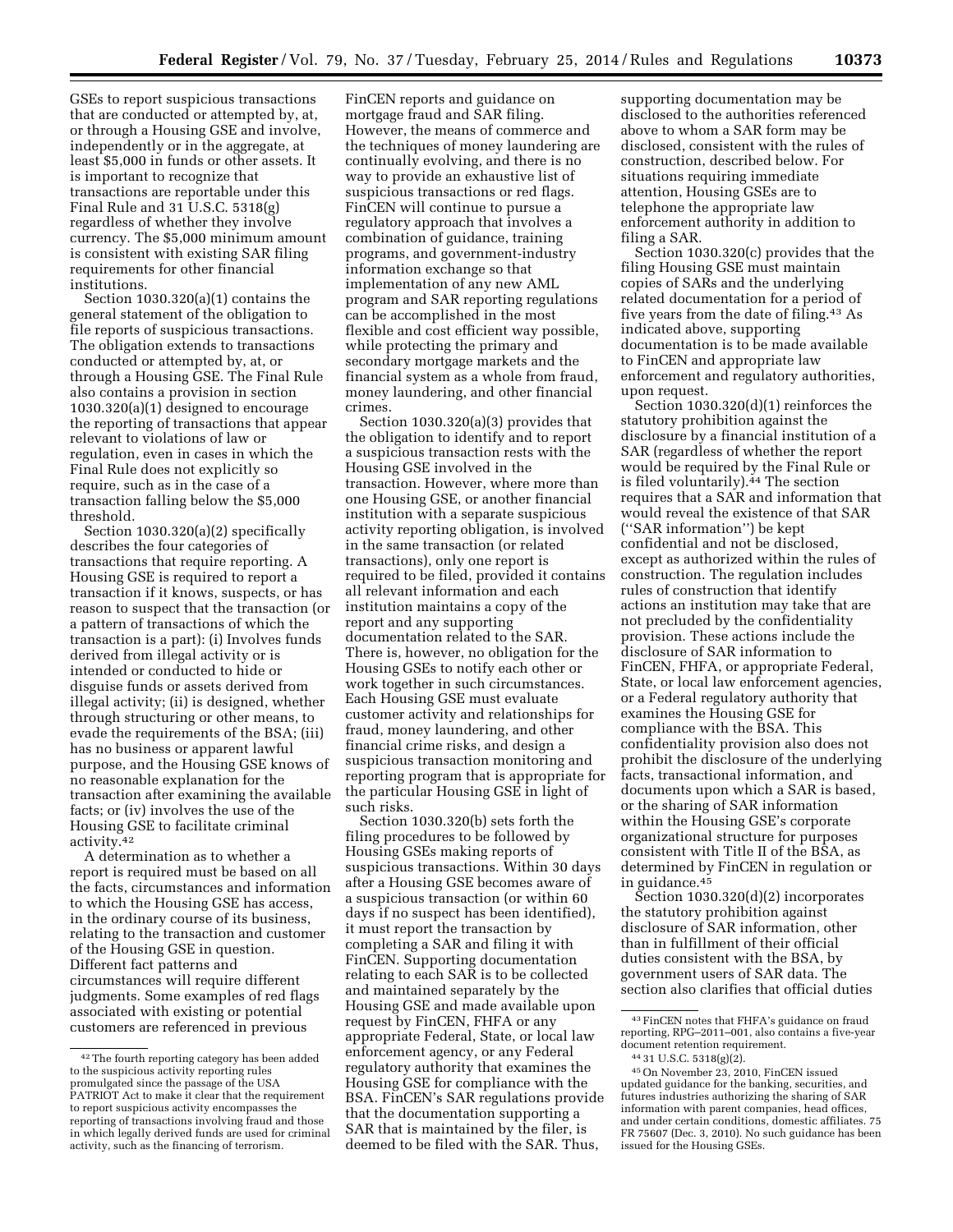GSEs to report suspicious transactions that are conducted or attempted by, at, or through a Housing GSE and involve, independently or in the aggregate, at least $5,000 in funds or other assets. It is important to recognize that transactions are reportable under this Final Rule and 31 U.S.C. 5318(g) regardless of whether they involve currency. The $5,000 minimum amount is consistent with existing SAR filing requirements for other financial institutions.

Section 1030.320(a)(1) contains the general statement of the obligation to file reports of suspicious transactions. The obligation extends to transactions conducted or attempted by, at, or through a Housing GSE. The Final Rule also contains a provision in section 1030.320(a)(1) designed to encourage the reporting of transactions that appear relevant to violations of law or regulation, even in cases in which the Final Rule does not explicitly so require, such as in the case of a transaction falling below the $5,000 threshold.

Section 1030.320(a)(2) specifically describes the four categories of transactions that require reporting. A Housing GSE is required to report a transaction if it knows, suspects, or has reason to suspect that the transaction (or a pattern of transactions of which the transaction is a part): (i) Involves funds derived from illegal activity or is intended or conducted to hide or disguise funds or assets derived from illegal activity; (ii) is designed, whether through structuring or other means, to evade the requirements of the BSA; (iii) has no business or apparent lawful purpose, and the Housing GSE knows of no reasonable explanation for the transaction after examining the available facts; or (iv) involves the use of the Housing GSE to facilitate criminal activity.[42]

A determination as to whether a report is required must be based on all the facts, circumstances and information to which the Housing GSE has access, in the ordinary course of its business, relating to the transaction and customer of the Housing GSE in question. Different fact patterns and circumstances will require different judgments. Some examples of red flags associated with existing or potential customers are referenced in previous FinCEN reports and guidance on mortgage fraud and SAR filing. However, the means of commerce and the techniques of money laundering are continually evolving, and there is no way to provide an exhaustive list of suspicious transactions or red flags. FinCEN will continue to pursue a regulatory approach that involves a combination of guidance, training programs, and government-industry information exchange so that implementation of any new AML program and SAR reporting regulations can be accomplished in the most flexible and cost efficient way possible, while protecting the primary and secondary mortgage markets and the financial system as a whole from fraud, money laundering, and other financial crimes.

Section 1030.320(a)(3) provides that the obligation to identify and to report a suspicious transaction rests with the Housing GSE involved in the transaction. However, where more than one Housing GSE, or another financial institution with a separate suspicious activity reporting obligation, is involved in the same transaction (or related transactions), only one report is required to be filed, provided it contains all relevant information and each institution maintains a copy of the report and any supporting documentation related to the SAR. There is, however, no obligation for the Housing GSEs to notify each other or work together in such circumstances. Each Housing GSE must evaluate customer activity and relationships for fraud, money laundering, and other financial crime risks, and design a suspicious transaction monitoring and reporting program that is appropriate for the particular Housing GSE in light of such risks.

Section 1030.320(b) sets forth the filing procedures to be followed by Housing GSEs making reports of suspicious transactions. Within 30 days after a Housing GSE becomes aware of a suspicious transaction (or within 60 days if no suspect has been identified), it must report the transaction by completing a SAR and filing it with FinCEN. Supporting documentation relating to each SAR is to be collected and maintained separately by the Housing GSE and made available upon request by FinCEN, FHFA or any appropriate Federal, State, or local law enforcement agency, or any Federal regulatory authority that examines the Housing GSE for compliance with the BSA. FinCEN's SAR regulations provide that the documentation supporting a SAR that is maintained by the filer, is deemed to be filed with the SAR. Thus, supporting documentation may be disclosed to the authorities referenced above to whom a SAR form may be disclosed, consistent with the rules of construction, described below. For situations requiring immediate attention, Housing GSEs are to telephone the appropriate law enforcement authority in addition to filing a SAR.

Section 1030.320(c) provides that the filing Housing GSE must maintain copies of SARs and the underlying related documentation for a period of five years from the date of filing.[43] As indicated above, supporting documentation is to be made available to FinCEN and appropriate law enforcement and regulatory authorities, upon request.

Section 1030.320(d)(1) reinforces the statutory prohibition against the disclosure by a financial institution of a SAR (regardless of whether the report would be required by the Final Rule or is filed voluntarily).[44] The section requires that a SAR and information that would reveal the existence of that SAR ("SAR information") be kept confidential and not be disclosed, except as authorized within the rules of construction. The regulation includes rules of construction that identify actions an institution may take that are not precluded by the confidentiality provision. These actions include the disclosure of SAR information to FinCEN, FHFA, or appropriate Federal, State, or local law enforcement agencies, or a Federal regulatory authority that examines the Housing GSE for compliance with the BSA. This confidentiality provision also does not prohibit the disclosure of the underlying facts, transactional information, and documents upon which a SAR is based, or the sharing of SAR information within the Housing GSE's corporate organizational structure for purposes consistent with Title II of the BSA, as determined by FinCEN in regulation or in guidance.[45]

Section 1030.320(d)(2) incorporates the statutory prohibition against disclosure of SAR information, other than in fulfillment of their official duties consistent with the BSA, by government users of SAR data. The section also clarifies that official duties

---

[42] The fourth reporting category has been added to the suspicious activity reporting rules promulgated since the passage of the USA PATRIOT Act to make it clear that the requirement to report suspicious activity encompasses the reporting of transactions involving fraud and those in which legally derived funds are used for criminal activity, such as the financing of terrorism.

[43] FinCEN notes that FHFA's guidance on fraud reporting, RPG–2011–001, also contains a five-year document retention requirement.

[44] 31 U.S.C. 5318(g)(2).

[45] On November 23, 2010, FinCEN issued updated guidance for the banking, securities, and futures industries authorizing the sharing of SAR information with parent companies, head offices, and under certain conditions, domestic affiliates. 75 FR 75607 (Dec. 3, 2010). No such guidance has been issued for the Housing GSEs.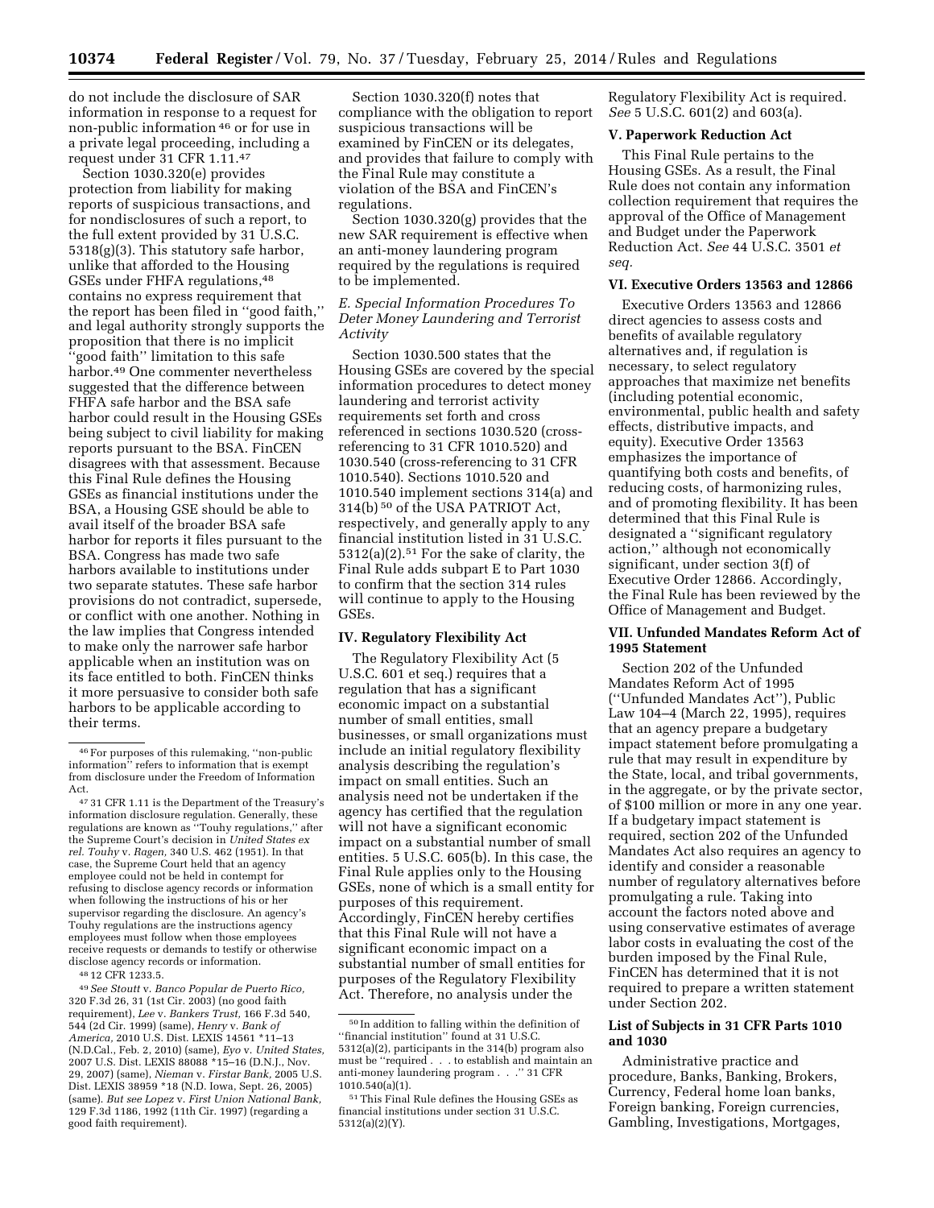do not include the disclosure of SAR information in response to a request for non-public information [46] or for use in a private legal proceeding, including a request under 31 CFR 1.11.[47]

Section 1030.320(e) provides protection from liability for making reports of suspicious transactions, and for nondisclosures of such a report, to the full extent provided by 31 U.S.C. 5318(g)(3). This statutory safe harbor, unlike that afforded to the Housing GSEs under FHFA regulations,[48] contains no express requirement that the report has been filed in "good faith," and legal authority strongly supports the proposition that there is no implicit "good faith" limitation to this safe harbor.[49] One commenter nevertheless suggested that the difference between FHFA safe harbor and the BSA safe harbor could result in the Housing GSEs being subject to civil liability for making reports pursuant to the BSA. FinCEN disagrees with that assessment. Because this Final Rule defines the Housing GSEs as financial institutions under the BSA, a Housing GSE should be able to avail itself of the broader BSA safe harbor for reports it files pursuant to the BSA. Congress has made two safe harbors available to institutions under two separate statutes. These safe harbor provisions do not contradict, supersede, or conflict with one another. Nothing in the law implies that Congress intended to make only the narrower safe harbor applicable when an institution was on its face entitled to both. FinCEN thinks it more persuasive to consider both safe harbors to be applicable according to their terms.

Section 1030.320(f) notes that compliance with the obligation to report suspicious transactions will be examined by FinCEN or its delegates, and provides that failure to comply with the Final Rule may constitute a violation of the BSA and FinCEN's regulations.

Section 1030.320(g) provides that the new SAR requirement is effective when an anti-money laundering program required by the regulations is required to be implemented.

### *E. Special Information Procedures To Deter Money Laundering and Terrorist Activity*

Section 1030.500 states that the Housing GSEs are covered by the special information procedures to detect money laundering and terrorist activity requirements set forth and cross referenced in sections 1030.520 (cross-referencing to 31 CFR 1010.520) and 1030.540 (cross-referencing to 31 CFR 1010.540). Sections 1010.520 and 1010.540 implement sections 314(a) and 314(b) [50] of the USA PATRIOT Act, respectively, and generally apply to any financial institution listed in 31 U.S.C. 5312(a)(2).[51] For the sake of clarity, the Final Rule adds subpart E to Part 1030 to confirm that the section 314 rules will continue to apply to the Housing GSEs.

## IV. Regulatory Flexibility Act

The Regulatory Flexibility Act (5 U.S.C. 601 et seq.) requires that a regulation that has a significant economic impact on a substantial number of small entities, small businesses, or small organizations must include an initial regulatory flexibility analysis describing the regulation's impact on small entities. Such an analysis need not be undertaken if the agency has certified that the regulation will not have a significant economic impact on a substantial number of small entities. 5 U.S.C. 605(b). In this case, the Final Rule applies only to the Housing GSEs, none of which is a small entity for purposes of this requirement. Accordingly, FinCEN hereby certifies that this Final Rule will not have a significant economic impact on a substantial number of small entities for purposes of the Regulatory Flexibility Act. Therefore, no analysis under the Regulatory Flexibility Act is required. *See* 5 U.S.C. 601(2) and 603(a).

## V. Paperwork Reduction Act

This Final Rule pertains to the Housing GSEs. As a result, the Final Rule does not contain any information collection requirement that requires the approval of the Office of Management and Budget under the Paperwork Reduction Act. *See* 44 U.S.C. 3501 *et seq.*

## VI. Executive Orders 13563 and 12866

Executive Orders 13563 and 12866 direct agencies to assess costs and benefits of available regulatory alternatives and, if regulation is necessary, to select regulatory approaches that maximize net benefits (including potential economic, environmental, public health and safety effects, distributive impacts, and equity). Executive Order 13563 emphasizes the importance of quantifying both costs and benefits, of reducing costs, of harmonizing rules, and of promoting flexibility. It has been determined that this Final Rule is designated a "significant regulatory action," although not economically significant, under section 3(f) of Executive Order 12866. Accordingly, the Final Rule has been reviewed by the Office of Management and Budget.

## VII. Unfunded Mandates Reform Act of 1995 Statement

Section 202 of the Unfunded Mandates Reform Act of 1995 ("Unfunded Mandates Act"), Public Law 104–4 (March 22, 1995), requires that an agency prepare a budgetary impact statement before promulgating a rule that may result in expenditure by the State, local, and tribal governments, in the aggregate, or by the private sector, of $100 million or more in any one year. If a budgetary impact statement is required, section 202 of the Unfunded Mandates Act also requires an agency to identify and consider a reasonable number of regulatory alternatives before promulgating a rule. Taking into account the factors noted above and using conservative estimates of average labor costs in evaluating the cost of the burden imposed by the Final Rule, FinCEN has determined that it is not required to prepare a written statement under Section 202.

## List of Subjects in 31 CFR Parts 1010 and 1030

Administrative practice and procedure, Banks, Banking, Brokers, Currency, Federal home loan banks, Foreign banking, Foreign currencies, Gambling, Investigations, Mortgages,

---

[46] For purposes of this rulemaking, "non-public information" refers to information that is exempt from disclosure under the Freedom of Information Act.

[47] 31 CFR 1.11 is the Department of the Treasury's information disclosure regulation. Generally, these regulations are known as "Touhy regulations," after the Supreme Court's decision in *United States ex rel. Touhy* v. *Ragen,* 340 U.S. 462 (1951). In that case, the Supreme Court held that an agency employee could not be held in contempt for refusing to disclose agency records or information when following the instructions of his or her supervisor regarding the disclosure. An agency's Touhy regulations are the instructions agency employees must follow when those employees receive requests or demands to testify or otherwise disclose agency records or information.

[48] 12 CFR 1233.5.

[49] *See Stoutt* v. *Banco Popular de Puerto Rico,* 320 F.3d 26, 31 (1st Cir. 2003) (no good faith requirement), *Lee* v. *Bankers Trust,* 166 F.3d 540, 544 (2d Cir. 1999) (same), *Henry* v. *Bank of America,* 2010 U.S. Dist. LEXIS 14561 *11–13 (N.D.Cal., Feb. 2, 2010) (same), *Eyo* v. *United States,* 2007 U.S. Dist. LEXIS 88088 *15–16 (D.N.J., Nov. 29, 2007) (same), *Nieman* v. *Firstar Bank,* 2005 U.S. Dist. LEXIS 38959 *18 (N.D. Iowa, Sept. 26, 2005) (same). *But see Lopez* v. *First Union National Bank,* 129 F.3d 1186, 1192 (11th Cir. 1997) (regarding a good faith requirement).

[50] In addition to falling within the definition of "financial institution" found at 31 U.S.C. 5312(a)(2), participants in the 314(b) program also must be "required . . . to establish and maintain an anti-money laundering program . . ." 31 CFR 1010.540(a)(1).

[51] This Final Rule defines the Housing GSEs as financial institutions under section 31 U.S.C. 5312(a)(2)(Y).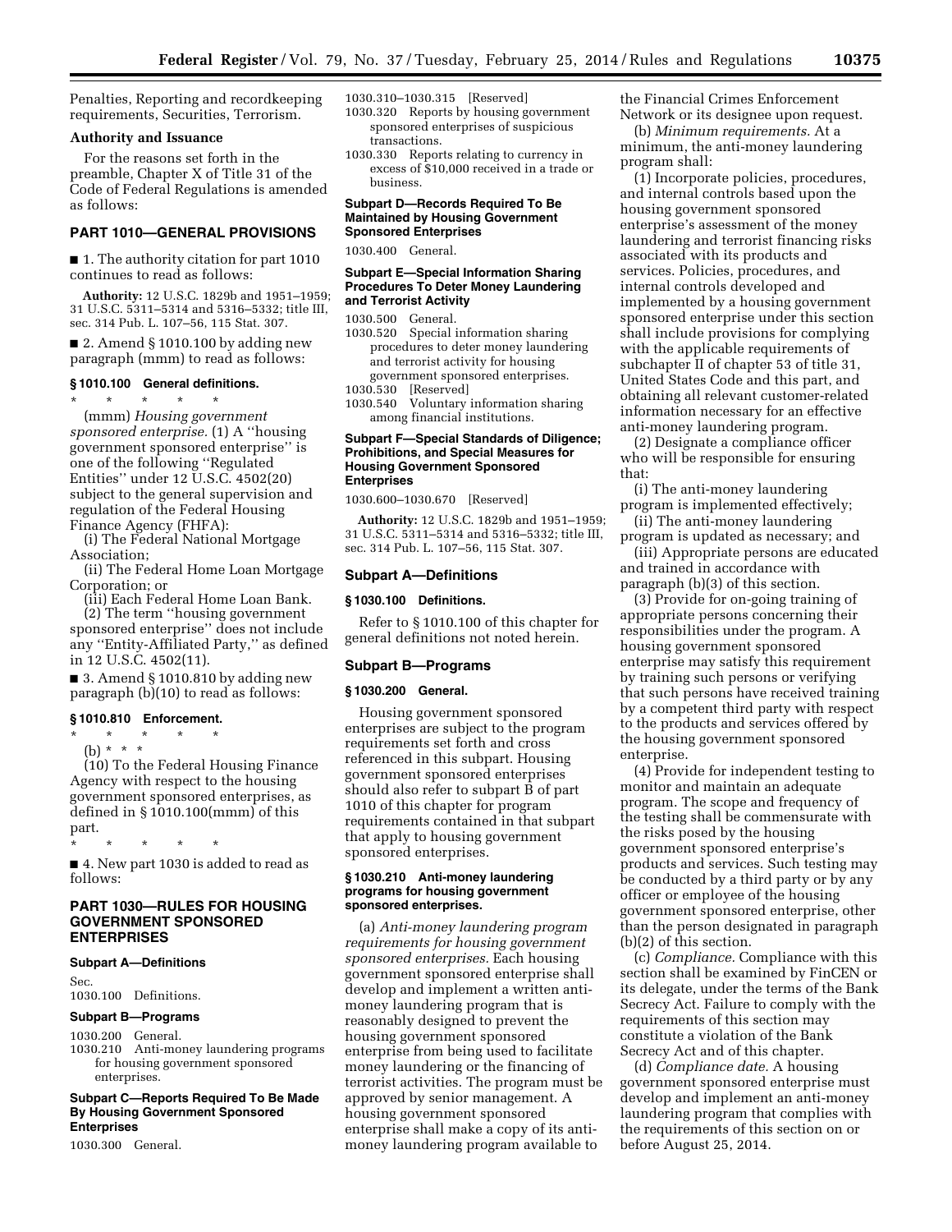Penalties, Reporting and recordkeeping requirements, Securities, Terrorism.

### Authority and Issuance

For the reasons set forth in the preamble, Chapter X of Title 31 of the Code of Federal Regulations is amended as follows:

## PART 1010—GENERAL PROVISIONS

■ 1. The authority citation for part 1010 continues to read as follows:

**Authority:** 12 U.S.C. 1829b and 1951–1959; 31 U.S.C. 5311–5314 and 5316–5332; title III, sec. 314 Pub. L. 107–56, 115 Stat. 307.

■ 2. Amend § 1010.100 by adding new paragraph (mmm) to read as follows:

#### § 1010.100 General definitions.

\* \* \* \* \*

(mmm) *Housing government sponsored enterprise.* (1) A ''housing government sponsored enterprise'' is one of the following ''Regulated Entities'' under 12 U.S.C. 4502(20) subject to the general supervision and regulation of the Federal Housing Finance Agency (FHFA):

(i) The Federal National Mortgage Association;

(ii) The Federal Home Loan Mortgage Corporation; or

(iii) Each Federal Home Loan Bank.

(2) The term ''housing government sponsored enterprise'' does not include any ''Entity-Affiliated Party,'' as defined in 12 U.S.C. 4502(11).

■ 3. Amend § 1010.810 by adding new paragraph (b)(10) to read as follows:

#### § 1010.810 Enforcement.

\* \* \* \* \*

(b) \* \* \*

(10) To the Federal Housing Finance Agency with respect to the housing government sponsored enterprises, as defined in § 1010.100(mmm) of this part.

\* \* \* \* \*

■ 4. New part 1030 is added to read as follows:

## PART 1030—RULES FOR HOUSING GOVERNMENT SPONSORED ENTERPRISES

### Subpart A—Definitions

Sec.
1030.100 Definitions.

### Subpart B—Programs

1030.200 General.
1030.210 Anti-money laundering programs for housing government sponsored enterprises.

### Subpart C—Reports Required To Be Made By Housing Government Sponsored Enterprises

1030.300 General.
1030.310–1030.315 [Reserved]
1030.320 Reports by housing government sponsored enterprises of suspicious transactions.
1030.330 Reports relating to currency in excess of $10,000 received in a trade or business.

### Subpart D—Records Required To Be Maintained by Housing Government Sponsored Enterprises

1030.400 General.

### Subpart E—Special Information Sharing Procedures To Deter Money Laundering and Terrorist Activity

1030.500 General.
1030.520 Special information sharing procedures to deter money laundering and terrorist activity for housing government sponsored enterprises.
1030.530 [Reserved]
1030.540 Voluntary information sharing among financial institutions.

### Subpart F—Special Standards of Diligence; Prohibitions, and Special Measures for Housing Government Sponsored Enterprises

1030.600–1030.670 [Reserved]

**Authority:** 12 U.S.C. 1829b and 1951–1959; 31 U.S.C. 5311–5314 and 5316–5332; title III, sec. 314 Pub. L. 107–56, 115 Stat. 307.

### Subpart A—Definitions

#### § 1030.100 Definitions.

Refer to § 1010.100 of this chapter for general definitions not noted herein.

### Subpart B—Programs

#### § 1030.200 General.

Housing government sponsored enterprises are subject to the program requirements set forth and cross referenced in this subpart. Housing government sponsored enterprises should also refer to subpart B of part 1010 of this chapter for program requirements contained in that subpart that apply to housing government sponsored enterprises.

#### § 1030.210 Anti-money laundering programs for housing government sponsored enterprises.

(a) *Anti-money laundering program requirements for housing government sponsored enterprises.* Each housing government sponsored enterprise shall develop and implement a written anti-money laundering program that is reasonably designed to prevent the housing government sponsored enterprise from being used to facilitate money laundering or the financing of terrorist activities. The program must be approved by senior management. A housing government sponsored enterprise shall make a copy of its anti-money laundering program available to the Financial Crimes Enforcement Network or its designee upon request.

(b) *Minimum requirements.* At a minimum, the anti-money laundering program shall:

(1) Incorporate policies, procedures, and internal controls based upon the housing government sponsored enterprise's assessment of the money laundering and terrorist financing risks associated with its products and services. Policies, procedures, and internal controls developed and implemented by a housing government sponsored enterprise under this section shall include provisions for complying with the applicable requirements of subchapter II of chapter 53 of title 31, United States Code and this part, and obtaining all relevant customer-related information necessary for an effective anti-money laundering program.

(2) Designate a compliance officer who will be responsible for ensuring that:

(i) The anti-money laundering program is implemented effectively;

(ii) The anti-money laundering program is updated as necessary; and

(iii) Appropriate persons are educated and trained in accordance with paragraph (b)(3) of this section.

(3) Provide for on-going training of appropriate persons concerning their responsibilities under the program. A housing government sponsored enterprise may satisfy this requirement by training such persons or verifying that such persons have received training by a competent third party with respect to the products and services offered by the housing government sponsored enterprise.

(4) Provide for independent testing to monitor and maintain an adequate program. The scope and frequency of the testing shall be commensurate with the risks posed by the housing government sponsored enterprise's products and services. Such testing may be conducted by a third party or by any officer or employee of the housing government sponsored enterprise, other than the person designated in paragraph (b)(2) of this section.

(c) *Compliance.* Compliance with this section shall be examined by FinCEN or its delegate, under the terms of the Bank Secrecy Act. Failure to comply with the requirements of this section may constitute a violation of the Bank Secrecy Act and of this chapter.

(d) *Compliance date.* A housing government sponsored enterprise must develop and implement an anti-money laundering program that complies with the requirements of this section on or before August 25, 2014.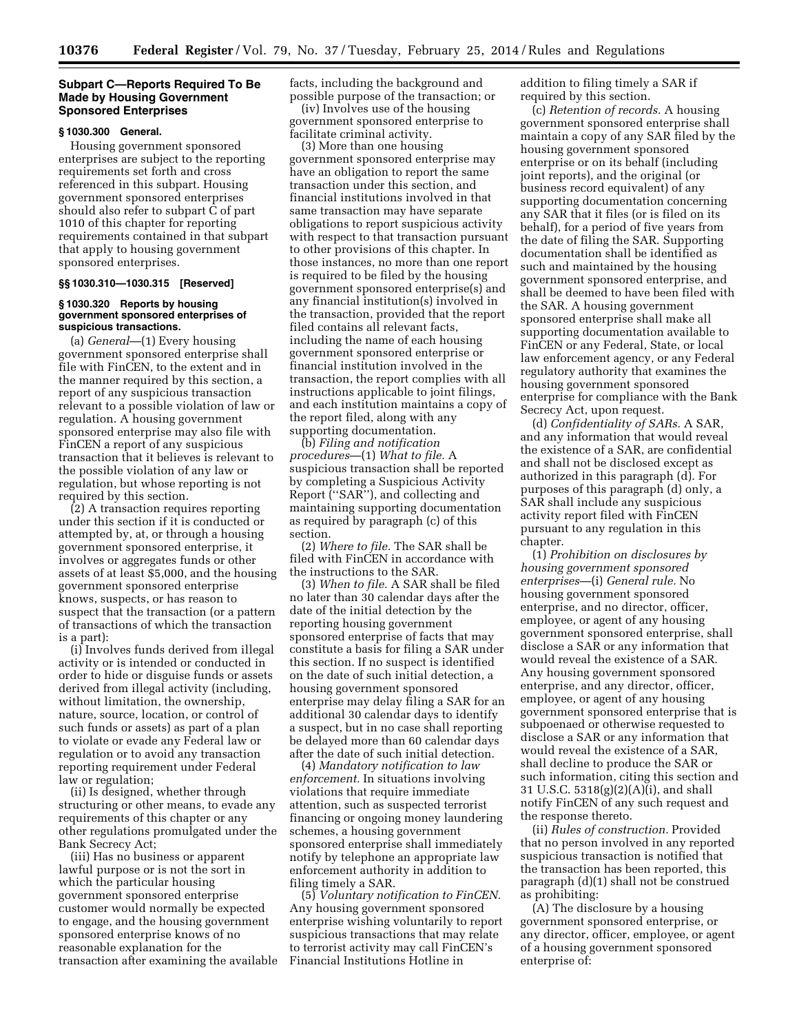## Subpart C—Reports Required To Be Made by Housing Government Sponsored Enterprises

### § 1030.300 General.

Housing government sponsored enterprises are subject to the reporting requirements set forth and cross referenced in this subpart. Housing government sponsored enterprises should also refer to subpart C of part 1010 of this chapter for reporting requirements contained in that subpart that apply to housing government sponsored enterprises.

### §§ 1030.310—1030.315 [Reserved]

### § 1030.320 Reports by housing government sponsored enterprises of suspicious transactions.

(a) *General*—(1) Every housing government sponsored enterprise shall file with FinCEN, to the extent and in the manner required by this section, a report of any suspicious transaction relevant to a possible violation of law or regulation. A housing government sponsored enterprise may also file with FinCEN a report of any suspicious transaction that it believes is relevant to the possible violation of any law or regulation, but whose reporting is not required by this section.

(2) A transaction requires reporting under this section if it is conducted or attempted by, at, or through a housing government sponsored enterprise, it involves or aggregates funds or other assets of at least $5,000, and the housing government sponsored enterprise knows, suspects, or has reason to suspect that the transaction (or a pattern of transactions of which the transaction is a part):

(i) Involves funds derived from illegal activity or is intended or conducted in order to hide or disguise funds or assets derived from illegal activity (including, without limitation, the ownership, nature, source, location, or control of such funds or assets) as part of a plan to violate or evade any Federal law or regulation or to avoid any transaction reporting requirement under Federal law or regulation;

(ii) Is designed, whether through structuring or other means, to evade any requirements of this chapter or any other regulations promulgated under the Bank Secrecy Act;

(iii) Has no business or apparent lawful purpose or is not the sort in which the particular housing government sponsored enterprise customer would normally be expected to engage, and the housing government sponsored enterprise knows of no reasonable explanation for the transaction after examining the available facts, including the background and possible purpose of the transaction; or

(iv) Involves use of the housing government sponsored enterprise to facilitate criminal activity.

(3) More than one housing government sponsored enterprise may have an obligation to report the same transaction under this section, and financial institutions involved in that same transaction may have separate obligations to report suspicious activity with respect to that transaction pursuant to other provisions of this chapter. In those instances, no more than one report is required to be filed by the housing government sponsored enterprise(s) and any financial institution(s) involved in the transaction, provided that the report filed contains all relevant facts, including the name of each housing government sponsored enterprise or financial institution involved in the transaction, the report complies with all instructions applicable to joint filings, and each institution maintains a copy of the report filed, along with any supporting documentation.

(b) *Filing and notification procedures*—(1) *What to file.* A suspicious transaction shall be reported by completing a Suspicious Activity Report (''SAR''), and collecting and maintaining supporting documentation as required by paragraph (c) of this section.

(2) *Where to file.* The SAR shall be filed with FinCEN in accordance with the instructions to the SAR.

(3) *When to file.* A SAR shall be filed no later than 30 calendar days after the date of the initial detection by the reporting housing government sponsored enterprise of facts that may constitute a basis for filing a SAR under this section. If no suspect is identified on the date of such initial detection, a housing government sponsored enterprise may delay filing a SAR for an additional 30 calendar days to identify a suspect, but in no case shall reporting be delayed more than 60 calendar days after the date of such initial detection.

(4) *Mandatory notification to law enforcement.* In situations involving violations that require immediate attention, such as suspected terrorist financing or ongoing money laundering schemes, a housing government sponsored enterprise shall immediately notify by telephone an appropriate law enforcement authority in addition to filing timely a SAR.

(5) *Voluntary notification to FinCEN.* Any housing government sponsored enterprise wishing voluntarily to report suspicious transactions that may relate to terrorist activity may call FinCEN's Financial Institutions Hotline in addition to filing timely a SAR if required by this section.

(c) *Retention of records.* A housing government sponsored enterprise shall maintain a copy of any SAR filed by the housing government sponsored enterprise or on its behalf (including joint reports), and the original (or business record equivalent) of any supporting documentation concerning any SAR that it files (or is filed on its behalf), for a period of five years from the date of filing the SAR. Supporting documentation shall be identified as such and maintained by the housing government sponsored enterprise, and shall be deemed to have been filed with the SAR. A housing government sponsored enterprise shall make all supporting documentation available to FinCEN or any Federal, State, or local law enforcement agency, or any Federal regulatory authority that examines the housing government sponsored enterprise for compliance with the Bank Secrecy Act, upon request.

(d) *Confidentiality of SARs.* A SAR, and any information that would reveal the existence of a SAR, are confidential and shall not be disclosed except as authorized in this paragraph (d). For purposes of this paragraph (d) only, a SAR shall include any suspicious activity report filed with FinCEN pursuant to any regulation in this chapter.

(1) *Prohibition on disclosures by housing government sponsored enterprises*—(i) *General rule.* No housing government sponsored enterprise, and no director, officer, employee, or agent of any housing government sponsored enterprise, shall disclose a SAR or any information that would reveal the existence of a SAR. Any housing government sponsored enterprise, and any director, officer, employee, or agent of any housing government sponsored enterprise that is subpoenaed or otherwise requested to disclose a SAR or any information that would reveal the existence of a SAR, shall decline to produce the SAR or such information, citing this section and 31 U.S.C. 5318(g)(2)(A)(i), and shall notify FinCEN of any such request and the response thereto.

(ii) *Rules of construction.* Provided that no person involved in any reported suspicious transaction is notified that the transaction has been reported, this paragraph (d)(1) shall not be construed as prohibiting:

(A) The disclosure by a housing government sponsored enterprise, or any director, officer, employee, or agent of a housing government sponsored enterprise of: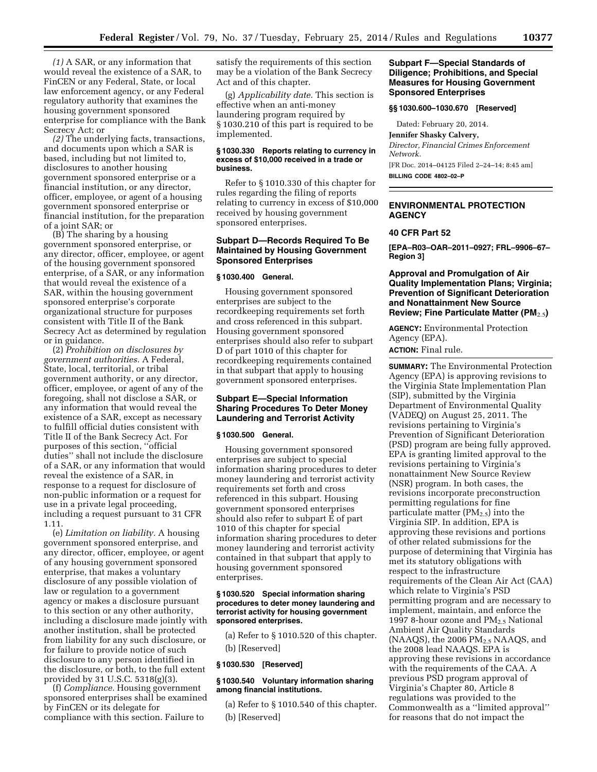*(1)* A SAR, or any information that would reveal the existence of a SAR, to FinCEN or any Federal, State, or local law enforcement agency, or any Federal regulatory authority that examines the housing government sponsored enterprise for compliance with the Bank Secrecy Act; or

*(2)* The underlying facts, transactions, and documents upon which a SAR is based, including but not limited to, disclosures to another housing government sponsored enterprise or a financial institution, or any director, officer, employee, or agent of a housing government sponsored enterprise or financial institution, for the preparation of a joint SAR; or

(B) The sharing by a housing government sponsored enterprise, or any director, officer, employee, or agent of the housing government sponsored enterprise, of a SAR, or any information that would reveal the existence of a SAR, within the housing government sponsored enterprise's corporate organizational structure for purposes consistent with Title II of the Bank Secrecy Act as determined by regulation or in guidance.

(2) *Prohibition on disclosures by government authorities.* A Federal, State, local, territorial, or tribal government authority, or any director, officer, employee, or agent of any of the foregoing, shall not disclose a SAR, or any information that would reveal the existence of a SAR, except as necessary to fulfill official duties consistent with Title II of the Bank Secrecy Act. For purposes of this section, ''official duties'' shall not include the disclosure of a SAR, or any information that would reveal the existence of a SAR, in response to a request for disclosure of non-public information or a request for use in a private legal proceeding, including a request pursuant to 31 CFR 1.11.

(e) *Limitation on liability.* A housing government sponsored enterprise, and any director, officer, employee, or agent of any housing government sponsored enterprise, that makes a voluntary disclosure of any possible violation of law or regulation to a government agency or makes a disclosure pursuant to this section or any other authority, including a disclosure made jointly with another institution, shall be protected from liability for any such disclosure, or for failure to provide notice of such disclosure to any person identified in the disclosure, or both, to the full extent provided by 31 U.S.C. 5318(g)(3).

(f) *Compliance.* Housing government sponsored enterprises shall be examined by FinCEN or its delegate for compliance with this section. Failure to satisfy the requirements of this section may be a violation of the Bank Secrecy Act and of this chapter.

(g) *Applicability date.* This section is effective when an anti-money laundering program required by § 1030.210 of this part is required to be implemented.

#### § 1030.330 Reports relating to currency in excess of $10,000 received in a trade or business.

Refer to § 1010.330 of this chapter for rules regarding the filing of reports relating to currency in excess of $10,000 received by housing government sponsored enterprises.

### Subpart D—Records Required To Be Maintained by Housing Government Sponsored Enterprises

#### § 1030.400 General.

Housing government sponsored enterprises are subject to the recordkeeping requirements set forth and cross referenced in this subpart. Housing government sponsored enterprises should also refer to subpart D of part 1010 of this chapter for recordkeeping requirements contained in that subpart that apply to housing government sponsored enterprises.

### Subpart E—Special Information Sharing Procedures To Deter Money Laundering and Terrorist Activity

#### § 1030.500 General.

Housing government sponsored enterprises are subject to special information sharing procedures to deter money laundering and terrorist activity requirements set forth and cross referenced in this subpart. Housing government sponsored enterprises should also refer to subpart E of part 1010 of this chapter for special information sharing procedures to deter money laundering and terrorist activity contained in that subpart that apply to housing government sponsored enterprises.

#### § 1030.520 Special information sharing procedures to deter money laundering and terrorist activity for housing government sponsored enterprises.

(a) Refer to § 1010.520 of this chapter.

(b) [Reserved]

#### § 1030.530 [Reserved]

#### § 1030.540 Voluntary information sharing among financial institutions.

(a) Refer to § 1010.540 of this chapter.

(b) [Reserved]

### Subpart F—Special Standards of Diligence; Prohibitions, and Special Measures for Housing Government Sponsored Enterprises

#### §§ 1030.600–1030.670 [Reserved]

Dated: February 20, 2014.

**Jennifer Shasky Calvery,**

*Director, Financial Crimes Enforcement Network.*

[FR Doc. 2014–04125 Filed 2–24–14; 8:45 am]

**BILLING CODE 4802–02–P**

---

## ENVIRONMENTAL PROTECTION AGENCY

### 40 CFR Part 52

**[EPA–R03–OAR–2011–0927; FRL–9906–67–Region 3]**

### Approval and Promulgation of Air Quality Implementation Plans; Virginia; Prevention of Significant Deterioration and Nonattainment New Source Review; Fine Particulate Matter ($PM_{2.5}$)

**AGENCY:** Environmental Protection Agency (EPA).

**ACTION:** Final rule.

**SUMMARY:** The Environmental Protection Agency (EPA) is approving revisions to the Virginia State Implementation Plan (SIP), submitted by the Virginia Department of Environmental Quality (VADEQ) on August 25, 2011. The revisions pertaining to Virginia's Prevention of Significant Deterioration (PSD) program are being fully approved. EPA is granting limited approval to the revisions pertaining to Virginia's nonattainment New Source Review (NSR) program. In both cases, the revisions incorporate preconstruction permitting regulations for fine particulate matter ($PM_{2.5}$) into the Virginia SIP. In addition, EPA is approving these revisions and portions of other related submissions for the purpose of determining that Virginia has met its statutory obligations with respect to the infrastructure requirements of the Clean Air Act (CAA) which relate to Virginia's PSD permitting program and are necessary to implement, maintain, and enforce the 1997 8-hour ozone and $PM_{2.5}$ National Ambient Air Quality Standards (NAAQS), the 2006 $PM_{2.5}$ NAAQS, and the 2008 lead NAAQS. EPA is approving these revisions in accordance with the requirements of the CAA. A previous PSD program approval of Virginia's Chapter 80, Article 8 regulations was provided to the Commonwealth as a ''limited approval'' for reasons that do not impact the